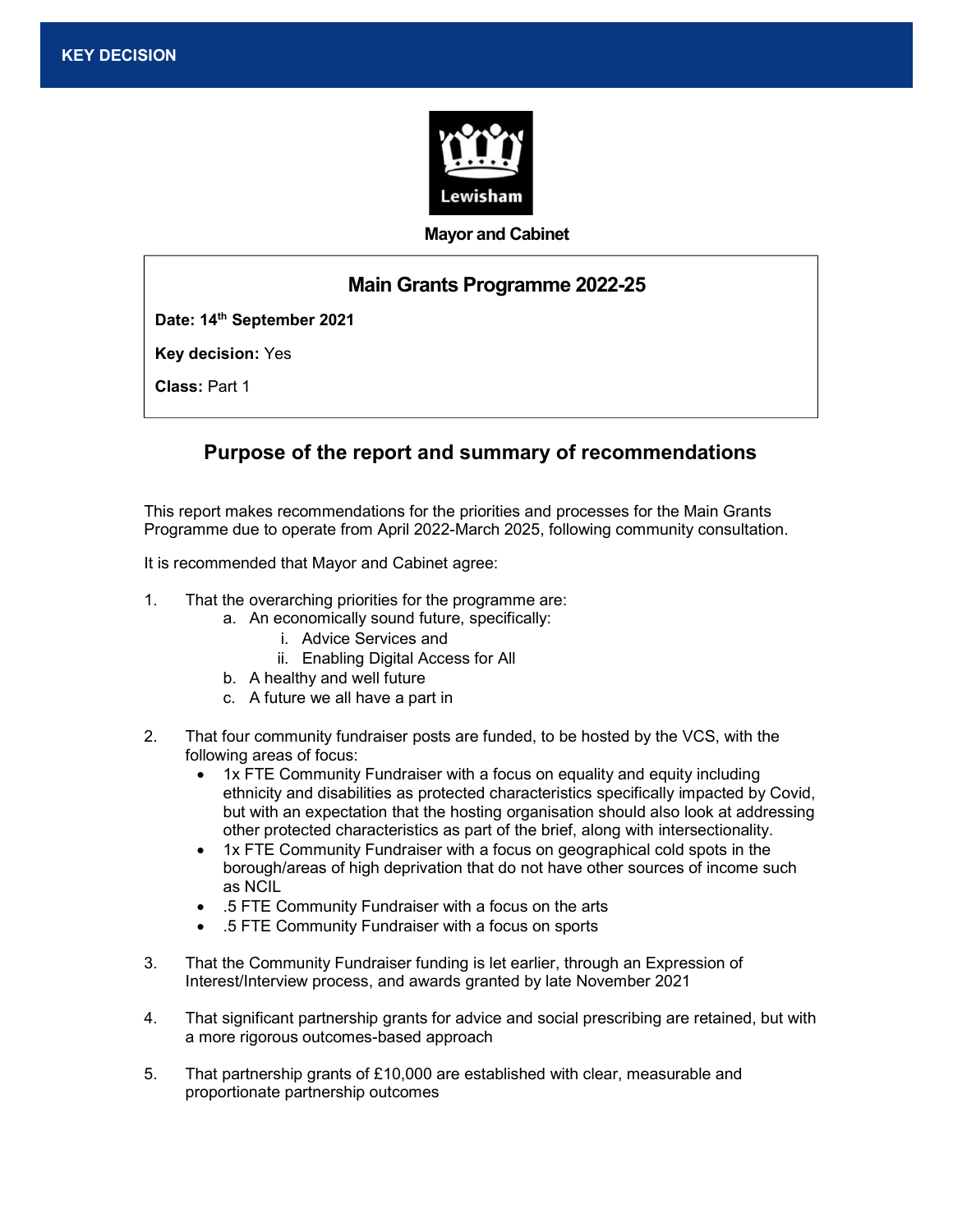**KEY DECISION**

**Mayor and Cabinet**

## Main Grants Programme 2022-25

**Date: 14th September 2021**

**Key decision:** Yes

**Class:** Part 1

## Purpose of the report and summary of recommendations

This report makes recommendations for the priorities and processes for the Main Grants Programme due to operate from April 2022-March 2025, following community consultation.

It is recommended that Mayor and Cabinet agree:

1. That the overarching priorities for the programme are:
   a. An economically sound future, specifically:
      i. Advice Services and
      ii. Enabling Digital Access for All
   b. A healthy and well future
   c. A future we all have a part in

2. That four community fundraiser posts are funded, to be hosted by the VCS, with the following areas of focus:
   - 1x FTE Community Fundraiser with a focus on equality and equity including ethnicity and disabilities as protected characteristics specifically impacted by Covid, but with an expectation that the hosting organisation should also look at addressing other protected characteristics as part of the brief, along with intersectionality.
   - 1x FTE Community Fundraiser with a focus on geographical cold spots in the borough/areas of high deprivation that do not have other sources of income such as NCIL
   - .5 FTE Community Fundraiser with a focus on the arts
   - .5 FTE Community Fundraiser with a focus on sports

3. That the Community Fundraiser funding is let earlier, through an Expression of Interest/Interview process, and awards granted by late November 2021

4. That significant partnership grants for advice and social prescribing are retained, but with a more rigorous outcomes-based approach

5. That partnership grants of £10,000 are established with clear, measurable and proportionate partnership outcomes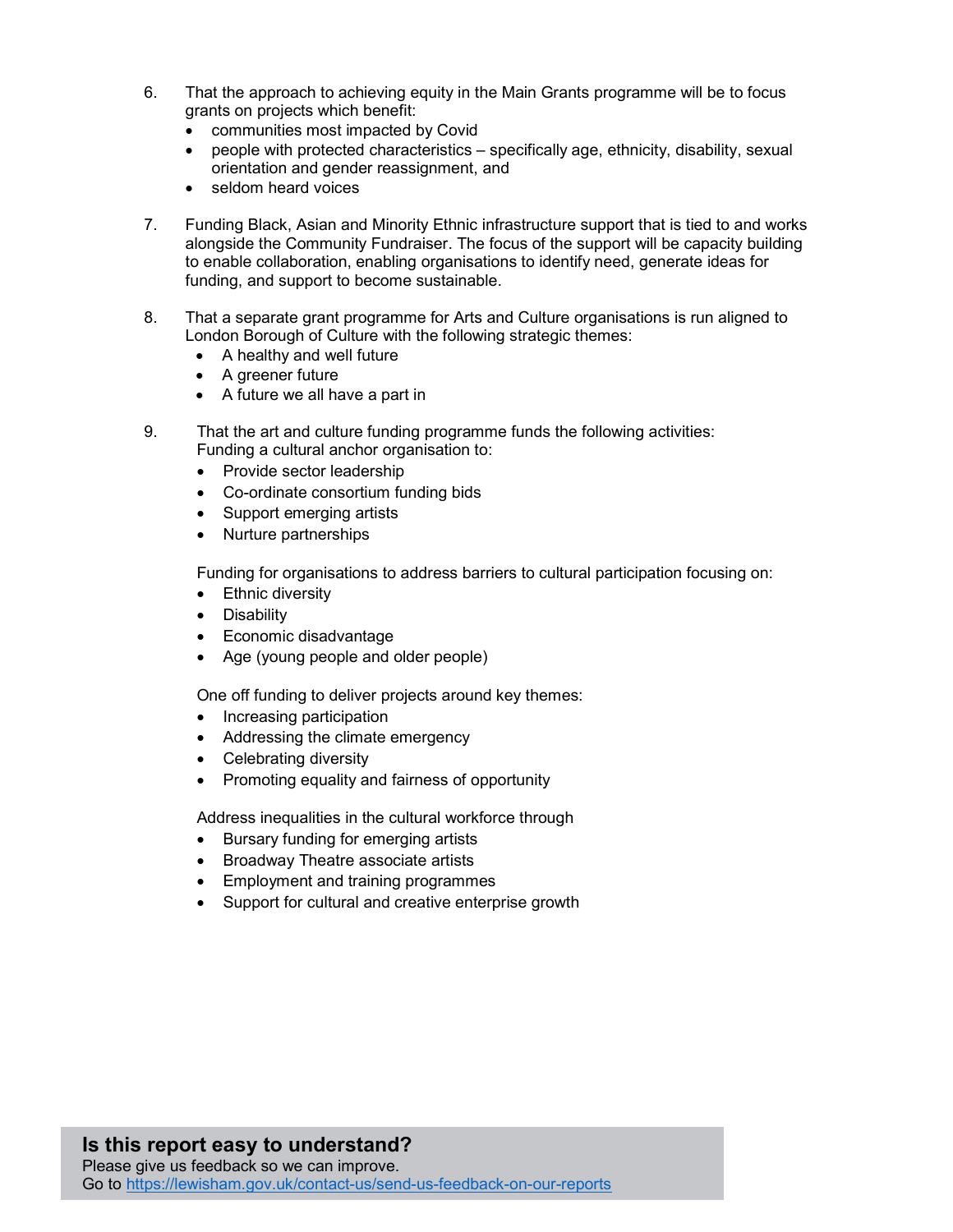6. That the approach to achieving equity in the Main Grants programme will be to focus grants on projects which benefit:
   - communities most impacted by Covid
   - people with protected characteristics – specifically age, ethnicity, disability, sexual orientation and gender reassignment, and
   - seldom heard voices

7. Funding Black, Asian and Minority Ethnic infrastructure support that is tied to and works alongside the Community Fundraiser. The focus of the support will be capacity building to enable collaboration, enabling organisations to identify need, generate ideas for funding, and support to become sustainable.

8. That a separate grant programme for Arts and Culture organisations is run aligned to London Borough of Culture with the following strategic themes:
   - A healthy and well future
   - A greener future
   - A future we all have a part in

9. That the art and culture funding programme funds the following activities:
   Funding a cultural anchor organisation to:
   - Provide sector leadership
   - Co-ordinate consortium funding bids
   - Support emerging artists
   - Nurture partnerships

   Funding for organisations to address barriers to cultural participation focusing on:
   - Ethnic diversity
   - Disability
   - Economic disadvantage
   - Age (young people and older people)

   One off funding to deliver projects around key themes:
   - Increasing participation
   - Addressing the climate emergency
   - Celebrating diversity
   - Promoting equality and fairness of opportunity

   Address inequalities in the cultural workforce through
   - Bursary funding for emerging artists
   - Broadway Theatre associate artists
   - Employment and training programmes
   - Support for cultural and creative enterprise growth

**Is this report easy to understand?**
Please give us feedback so we can improve.
Go to https://lewisham.gov.uk/contact-us/send-us-feedback-on-our-reports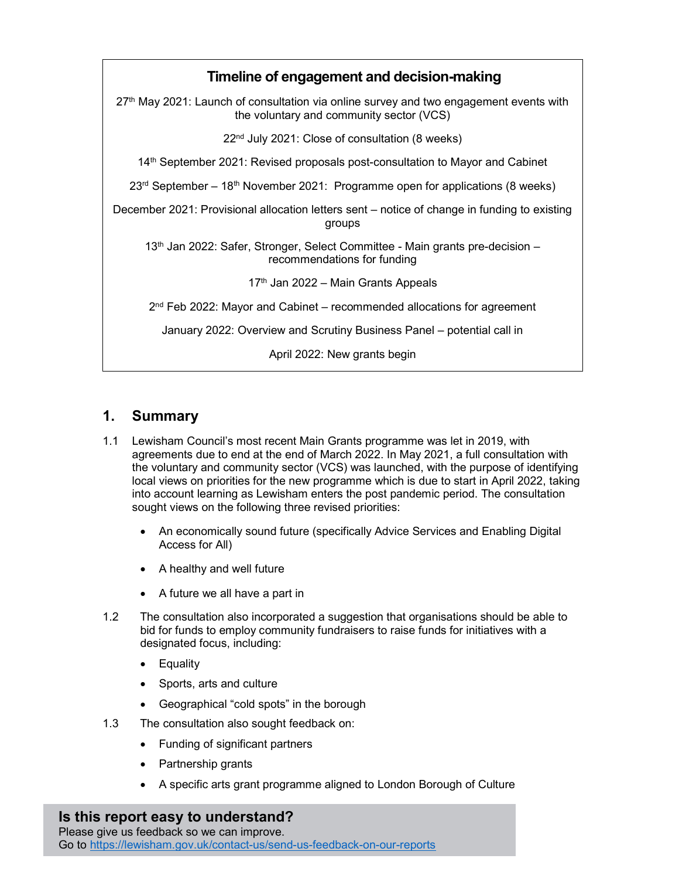## Timeline of engagement and decision-making

27th May 2021: Launch of consultation via online survey and two engagement events with the voluntary and community sector (VCS)

22nd July 2021: Close of consultation (8 weeks)

14th September 2021: Revised proposals post-consultation to Mayor and Cabinet

23rd September – 18th November 2021: Programme open for applications (8 weeks)

December 2021: Provisional allocation letters sent – notice of change in funding to existing groups

13th Jan 2022: Safer, Stronger, Select Committee - Main grants pre-decision – recommendations for funding

17th Jan 2022 – Main Grants Appeals

2nd Feb 2022: Mayor and Cabinet – recommended allocations for agreement

January 2022: Overview and Scrutiny Business Panel – potential call in

April 2022: New grants begin

## 1. Summary

1.1 Lewisham Council's most recent Main Grants programme was let in 2019, with agreements due to end at the end of March 2022. In May 2021, a full consultation with the voluntary and community sector (VCS) was launched, with the purpose of identifying local views on priorities for the new programme which is due to start in April 2022, taking into account learning as Lewisham enters the post pandemic period. The consultation sought views on the following three revised priorities:

- An economically sound future (specifically Advice Services and Enabling Digital Access for All)
- A healthy and well future
- A future we all have a part in

1.2 The consultation also incorporated a suggestion that organisations should be able to bid for funds to employ community fundraisers to raise funds for initiatives with a designated focus, including:

- Equality
- Sports, arts and culture
- Geographical "cold spots" in the borough

1.3 The consultation also sought feedback on:

- Funding of significant partners
- Partnership grants
- A specific arts grant programme aligned to London Borough of Culture

**Is this report easy to understand?**
Please give us feedback so we can improve.
Go to https://lewisham.gov.uk/contact-us/send-us-feedback-on-our-reports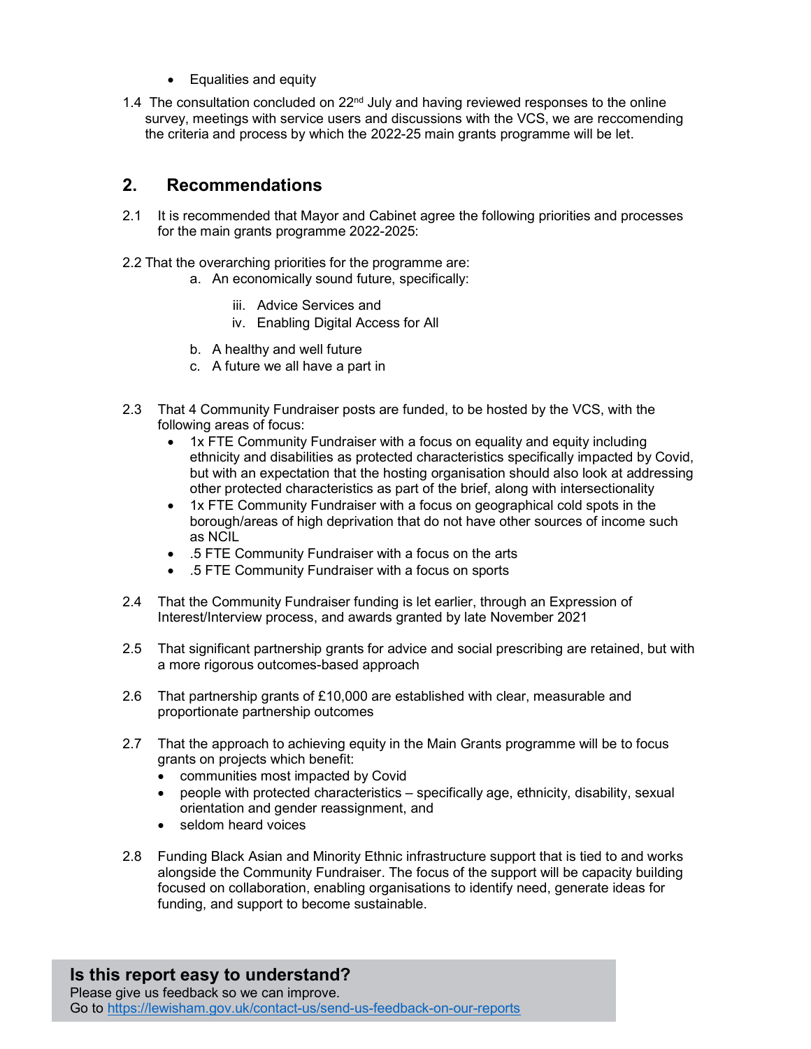- Equalities and equity

1.4 The consultation concluded on 22nd July and having reviewed responses to the online survey, meetings with service users and discussions with the VCS, we are reccomending the criteria and process by which the 2022-25 main grants programme will be let.

## 2. Recommendations

2.1 It is recommended that Mayor and Cabinet agree the following priorities and processes for the main grants programme 2022-2025:

2.2 That the overarching priorities for the programme are:

a. An economically sound future, specifically:

   iii. Advice Services and
   iv. Enabling Digital Access for All

b. A healthy and well future

c. A future we all have a part in

2.3 That 4 Community Fundraiser posts are funded, to be hosted by the VCS, with the following areas of focus:

- 1x FTE Community Fundraiser with a focus on equality and equity including ethnicity and disabilities as protected characteristics specifically impacted by Covid, but with an expectation that the hosting organisation should also look at addressing other protected characteristics as part of the brief, along with intersectionality
- 1x FTE Community Fundraiser with a focus on geographical cold spots in the borough/areas of high deprivation that do not have other sources of income such as NCIL
- .5 FTE Community Fundraiser with a focus on the arts
- .5 FTE Community Fundraiser with a focus on sports

2.4 That the Community Fundraiser funding is let earlier, through an Expression of Interest/Interview process, and awards granted by late November 2021

2.5 That significant partnership grants for advice and social prescribing are retained, but with a more rigorous outcomes-based approach

2.6 That partnership grants of £10,000 are established with clear, measurable and proportionate partnership outcomes

2.7 That the approach to achieving equity in the Main Grants programme will be to focus grants on projects which benefit:

- communities most impacted by Covid
- people with protected characteristics – specifically age, ethnicity, disability, sexual orientation and gender reassignment, and
- seldom heard voices

2.8 Funding Black Asian and Minority Ethnic infrastructure support that is tied to and works alongside the Community Fundraiser. The focus of the support will be capacity building focused on collaboration, enabling organisations to identify need, generate ideas for funding, and support to become sustainable.

**Is this report easy to understand?**
Please give us feedback so we can improve.
Go to https://lewisham.gov.uk/contact-us/send-us-feedback-on-our-reports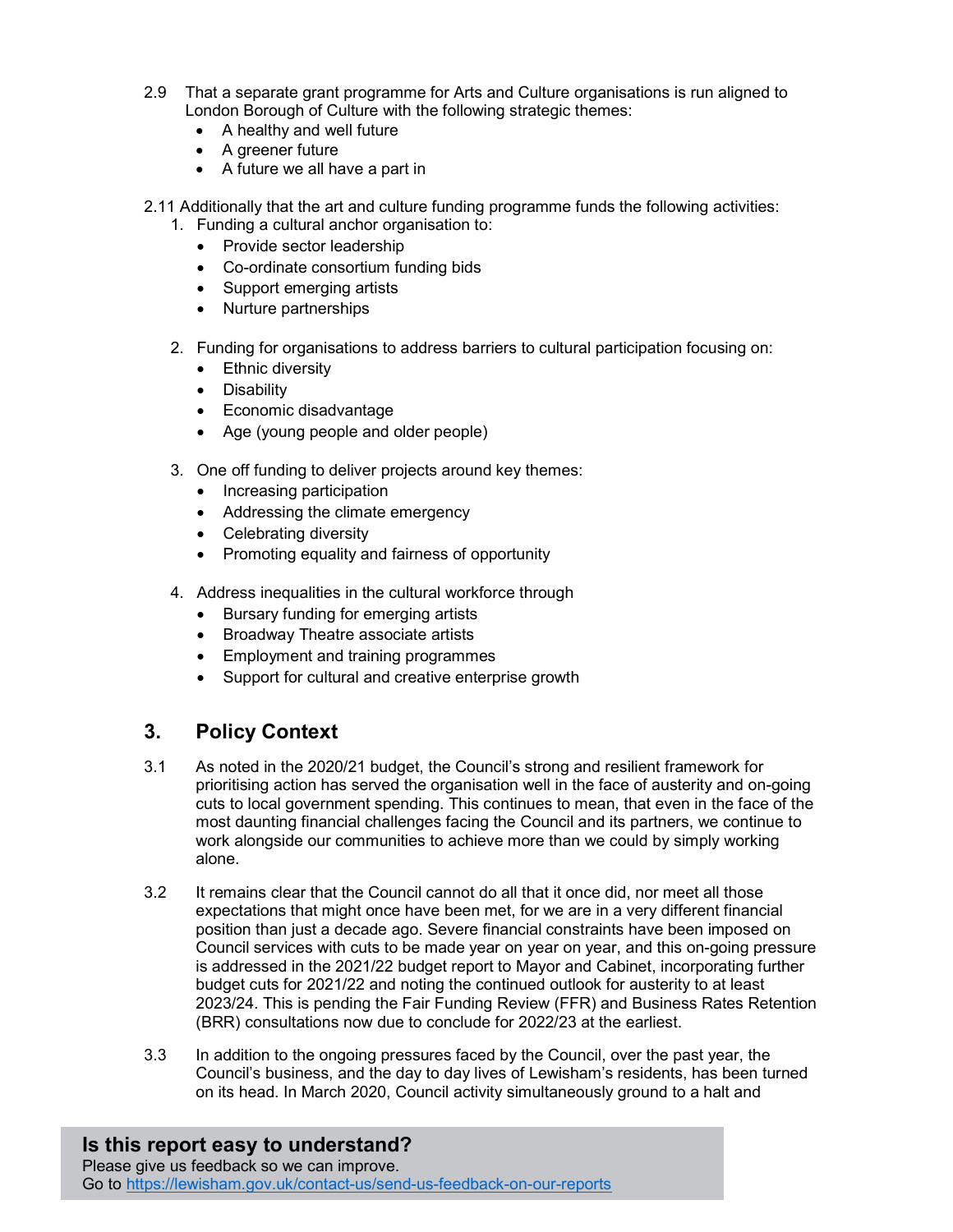2.9 That a separate grant programme for Arts and Culture organisations is run aligned to London Borough of Culture with the following strategic themes:

- A healthy and well future
- A greener future
- A future we all have a part in

2.11 Additionally that the art and culture funding programme funds the following activities:

1. Funding a cultural anchor organisation to:
   - Provide sector leadership
   - Co-ordinate consortium funding bids
   - Support emerging artists
   - Nurture partnerships

2. Funding for organisations to address barriers to cultural participation focusing on:
   - Ethnic diversity
   - Disability
   - Economic disadvantage
   - Age (young people and older people)

3. One off funding to deliver projects around key themes:
   - Increasing participation
   - Addressing the climate emergency
   - Celebrating diversity
   - Promoting equality and fairness of opportunity

4. Address inequalities in the cultural workforce through
   - Bursary funding for emerging artists
   - Broadway Theatre associate artists
   - Employment and training programmes
   - Support for cultural and creative enterprise growth

## 3. Policy Context

3.1 As noted in the 2020/21 budget, the Council's strong and resilient framework for prioritising action has served the organisation well in the face of austerity and on-going cuts to local government spending. This continues to mean, that even in the face of the most daunting financial challenges facing the Council and its partners, we continue to work alongside our communities to achieve more than we could by simply working alone.

3.2 It remains clear that the Council cannot do all that it once did, nor meet all those expectations that might once have been met, for we are in a very different financial position than just a decade ago. Severe financial constraints have been imposed on Council services with cuts to be made year on year on year, and this on-going pressure is addressed in the 2021/22 budget report to Mayor and Cabinet, incorporating further budget cuts for 2021/22 and noting the continued outlook for austerity to at least 2023/24. This is pending the Fair Funding Review (FFR) and Business Rates Retention (BRR) consultations now due to conclude for 2022/23 at the earliest.

3.3 In addition to the ongoing pressures faced by the Council, over the past year, the Council's business, and the day to day lives of Lewisham's residents, has been turned on its head. In March 2020, Council activity simultaneously ground to a halt and

**Is this report easy to understand?**
Please give us feedback so we can improve.
Go to https://lewisham.gov.uk/contact-us/send-us-feedback-on-our-reports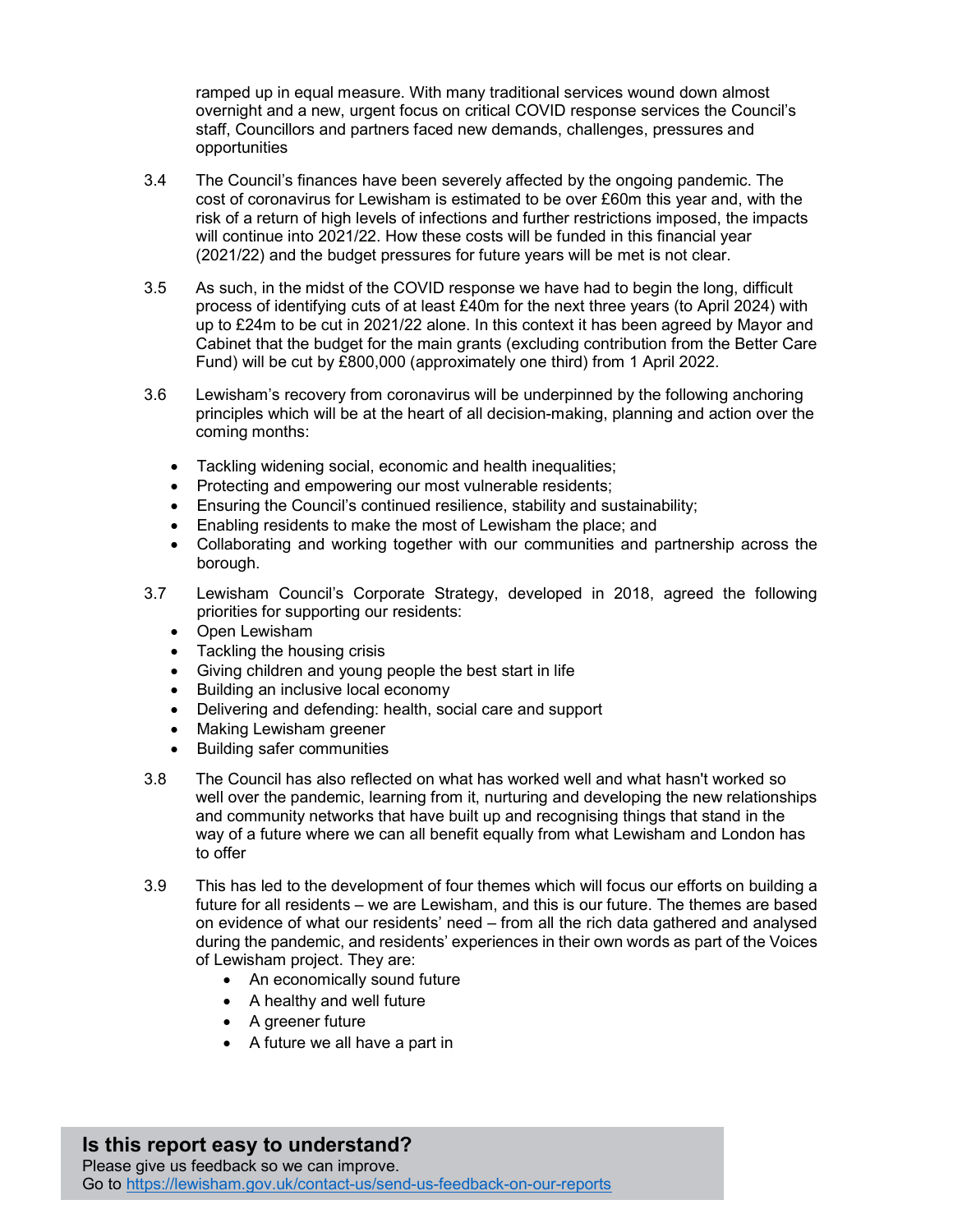ramped up in equal measure. With many traditional services wound down almost overnight and a new, urgent focus on critical COVID response services the Council's staff, Councillors and partners faced new demands, challenges, pressures and opportunities

3.4 The Council's finances have been severely affected by the ongoing pandemic. The cost of coronavirus for Lewisham is estimated to be over £60m this year and, with the risk of a return of high levels of infections and further restrictions imposed, the impacts will continue into 2021/22. How these costs will be funded in this financial year (2021/22) and the budget pressures for future years will be met is not clear.

3.5 As such, in the midst of the COVID response we have had to begin the long, difficult process of identifying cuts of at least £40m for the next three years (to April 2024) with up to £24m to be cut in 2021/22 alone. In this context it has been agreed by Mayor and Cabinet that the budget for the main grants (excluding contribution from the Better Care Fund) will be cut by £800,000 (approximately one third) from 1 April 2022.

3.6 Lewisham's recovery from coronavirus will be underpinned by the following anchoring principles which will be at the heart of all decision-making, planning and action over the coming months:

- Tackling widening social, economic and health inequalities;
- Protecting and empowering our most vulnerable residents;
- Ensuring the Council's continued resilience, stability and sustainability;
- Enabling residents to make the most of Lewisham the place; and
- Collaborating and working together with our communities and partnership across the borough.

3.7 Lewisham Council's Corporate Strategy, developed in 2018, agreed the following priorities for supporting our residents:

- Open Lewisham
- Tackling the housing crisis
- Giving children and young people the best start in life
- Building an inclusive local economy
- Delivering and defending: health, social care and support
- Making Lewisham greener
- Building safer communities

3.8 The Council has also reflected on what has worked well and what hasn't worked so well over the pandemic, learning from it, nurturing and developing the new relationships and community networks that have built up and recognising things that stand in the way of a future where we can all benefit equally from what Lewisham and London has to offer

3.9 This has led to the development of four themes which will focus our efforts on building a future for all residents – we are Lewisham, and this is our future. The themes are based on evidence of what our residents' need – from all the rich data gathered and analysed during the pandemic, and residents' experiences in their own words as part of the Voices of Lewisham project. They are:

- An economically sound future
- A healthy and well future
- A greener future
- A future we all have a part in

**Is this report easy to understand?**
Please give us feedback so we can improve.
Go to https://lewisham.gov.uk/contact-us/send-us-feedback-on-our-reports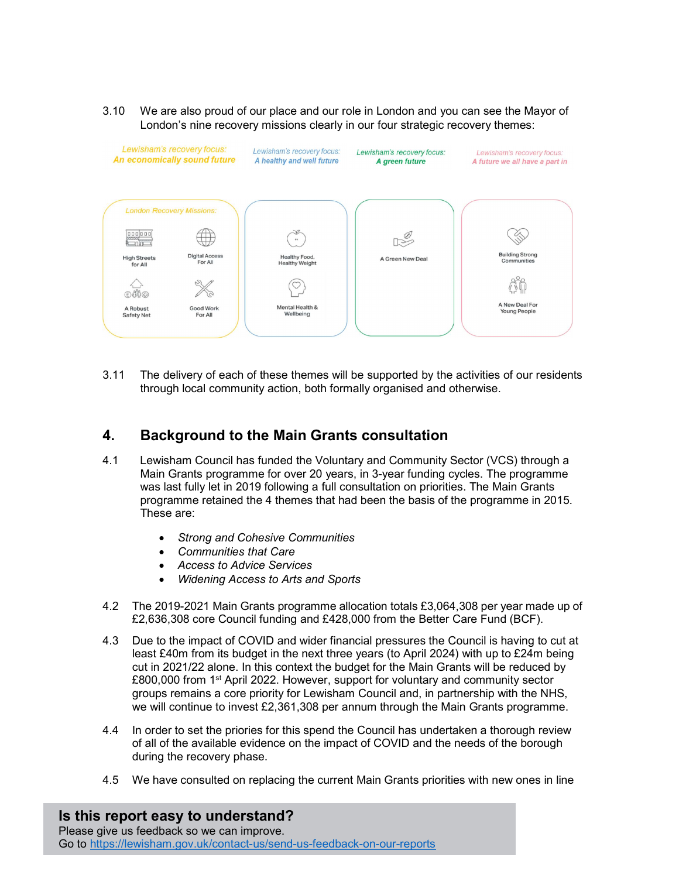3.10 We are also proud of our place and our role in London and you can see the Mayor of London's nine recovery missions clearly in our four strategic recovery themes:

| Lewisham's recovery focus: An economically sound future | Lewisham's recovery focus: A healthy and well future | Lewisham's recovery focus: A green future | Lewisham's recovery focus: A future we all have a part in |
|---|---|---|---|
| London Recovery Missions: High Streets for All; Digital Access For All; A Robust Safety Net; Good Work For All | Healthy Food, Healthy Weight; Mental Health & Wellbeing | A Green New Deal | Building Strong Communities; A New Deal For Young People |

3.11 The delivery of each of these themes will be supported by the activities of our residents through local community action, both formally organised and otherwise.

## 4. Background to the Main Grants consultation

4.1 Lewisham Council has funded the Voluntary and Community Sector (VCS) through a Main Grants programme for over 20 years, in 3-year funding cycles. The programme was last fully let in 2019 following a full consultation on priorities. The Main Grants programme retained the 4 themes that had been the basis of the programme in 2015. These are:

- *Strong and Cohesive Communities*
- *Communities that Care*
- *Access to Advice Services*
- *Widening Access to Arts and Sports*

4.2 The 2019-2021 Main Grants programme allocation totals £3,064,308 per year made up of £2,636,308 core Council funding and £428,000 from the Better Care Fund (BCF).

4.3 Due to the impact of COVID and wider financial pressures the Council is having to cut at least £40m from its budget in the next three years (to April 2024) with up to £24m being cut in 2021/22 alone. In this context the budget for the Main Grants will be reduced by £800,000 from 1st April 2022. However, support for voluntary and community sector groups remains a core priority for Lewisham Council and, in partnership with the NHS, we will continue to invest £2,361,308 per annum through the Main Grants programme.

4.4 In order to set the priories for this spend the Council has undertaken a thorough review of all of the available evidence on the impact of COVID and the needs of the borough during the recovery phase.

4.5 We have consulted on replacing the current Main Grants priorities with new ones in line

**Is this report easy to understand?**
Please give us feedback so we can improve.
Go to https://lewisham.gov.uk/contact-us/send-us-feedback-on-our-reports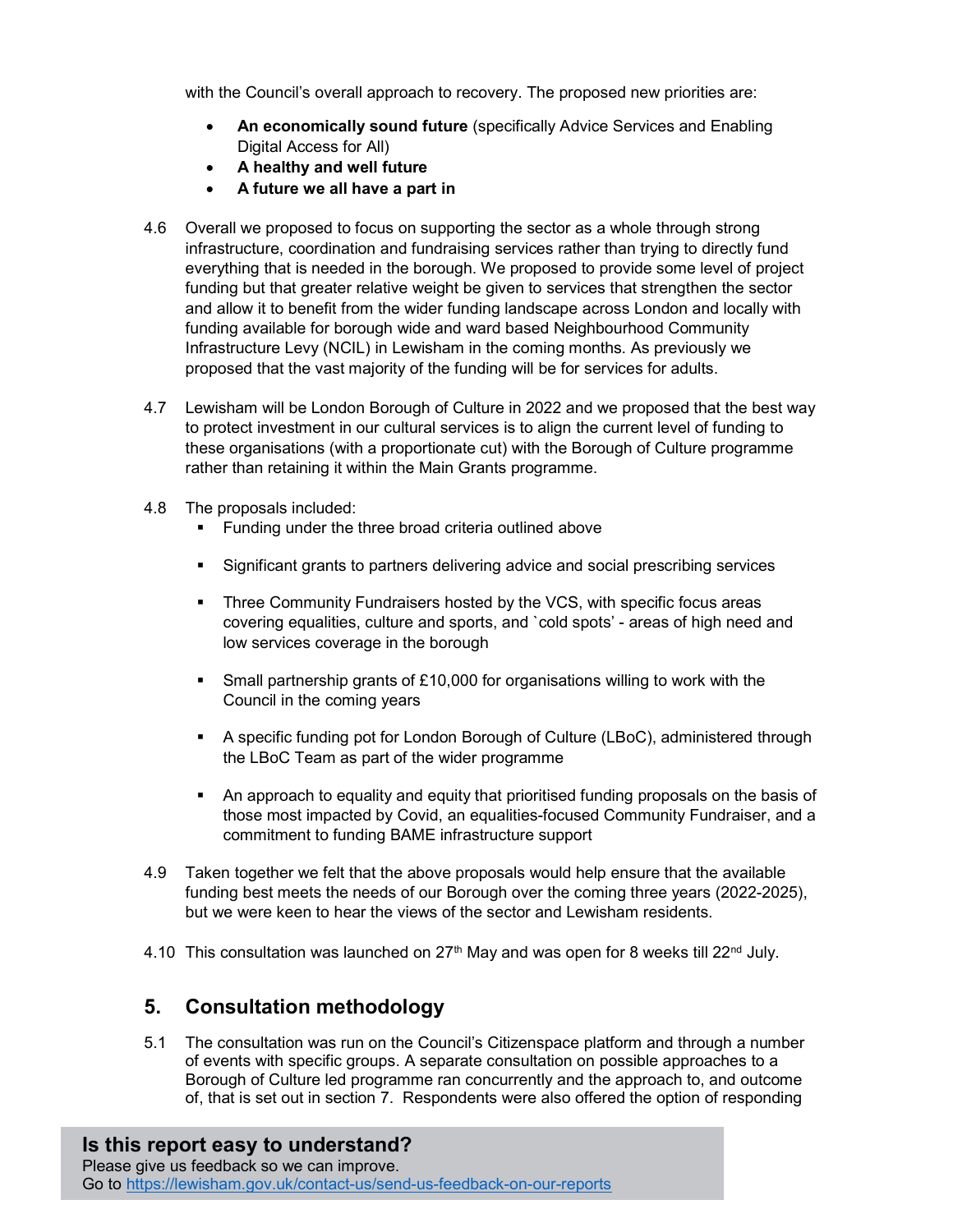with the Council's overall approach to recovery. The proposed new priorities are:

- **An economically sound future** (specifically Advice Services and Enabling Digital Access for All)
- **A healthy and well future**
- **A future we all have a part in**

4.6 Overall we proposed to focus on supporting the sector as a whole through strong infrastructure, coordination and fundraising services rather than trying to directly fund everything that is needed in the borough. We proposed to provide some level of project funding but that greater relative weight be given to services that strengthen the sector and allow it to benefit from the wider funding landscape across London and locally with funding available for borough wide and ward based Neighbourhood Community Infrastructure Levy (NCIL) in Lewisham in the coming months. As previously we proposed that the vast majority of the funding will be for services for adults.

4.7 Lewisham will be London Borough of Culture in 2022 and we proposed that the best way to protect investment in our cultural services is to align the current level of funding to these organisations (with a proportionate cut) with the Borough of Culture programme rather than retaining it within the Main Grants programme.

4.8 The proposals included:

- Funding under the three broad criteria outlined above
- Significant grants to partners delivering advice and social prescribing services
- Three Community Fundraisers hosted by the VCS, with specific focus areas covering equalities, culture and sports, and `cold spots' - areas of high need and low services coverage in the borough
- Small partnership grants of £10,000 for organisations willing to work with the Council in the coming years
- A specific funding pot for London Borough of Culture (LBoC), administered through the LBoC Team as part of the wider programme
- An approach to equality and equity that prioritised funding proposals on the basis of those most impacted by Covid, an equalities-focused Community Fundraiser, and a commitment to funding BAME infrastructure support

4.9 Taken together we felt that the above proposals would help ensure that the available funding best meets the needs of our Borough over the coming three years (2022-2025), but we were keen to hear the views of the sector and Lewisham residents.

4.10 This consultation was launched on 27th May and was open for 8 weeks till 22nd July.

## 5. Consultation methodology

5.1 The consultation was run on the Council's Citizenspace platform and through a number of events with specific groups. A separate consultation on possible approaches to a Borough of Culture led programme ran concurrently and the approach to, and outcome of, that is set out in section 7. Respondents were also offered the option of responding

**Is this report easy to understand?**
Please give us feedback so we can improve.
Go to https://lewisham.gov.uk/contact-us/send-us-feedback-on-our-reports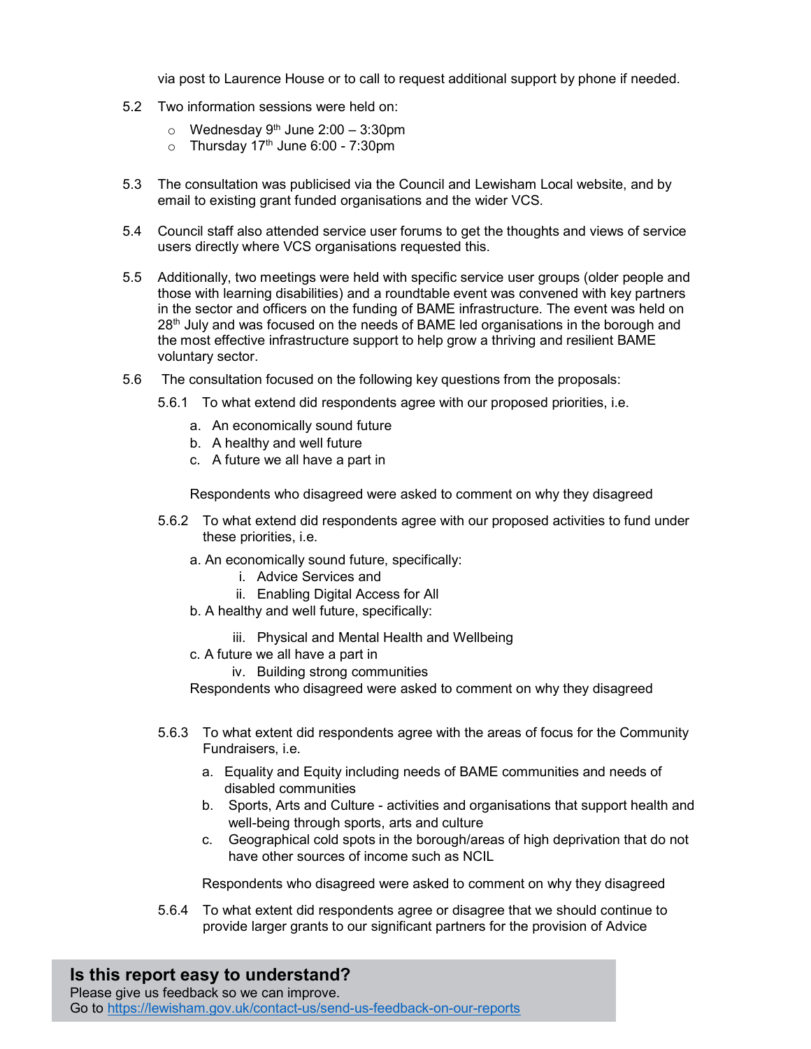via post to Laurence House or to call to request additional support by phone if needed.

5.2 Two information sessions were held on:

- Wednesday 9th June 2:00 – 3:30pm
- Thursday 17th June 6:00 - 7:30pm

5.3 The consultation was publicised via the Council and Lewisham Local website, and by email to existing grant funded organisations and the wider VCS.

5.4 Council staff also attended service user forums to get the thoughts and views of service users directly where VCS organisations requested this.

5.5 Additionally, two meetings were held with specific service user groups (older people and those with learning disabilities) and a roundtable event was convened with key partners in the sector and officers on the funding of BAME infrastructure. The event was held on 28th July and was focused on the needs of BAME led organisations in the borough and the most effective infrastructure support to help grow a thriving and resilient BAME voluntary sector.

5.6 The consultation focused on the following key questions from the proposals:

5.6.1 To what extend did respondents agree with our proposed priorities, i.e.

a. An economically sound future
b. A healthy and well future
c. A future we all have a part in

Respondents who disagreed were asked to comment on why they disagreed

5.6.2 To what extend did respondents agree with our proposed activities to fund under these priorities, i.e.

a. An economically sound future, specifically:
   i. Advice Services and
   ii. Enabling Digital Access for All
b. A healthy and well future, specifically:
   iii. Physical and Mental Health and Wellbeing
c. A future we all have a part in
   iv. Building strong communities

Respondents who disagreed were asked to comment on why they disagreed

5.6.3 To what extent did respondents agree with the areas of focus for the Community Fundraisers, i.e.

a. Equality and Equity including needs of BAME communities and needs of disabled communities
b. Sports, Arts and Culture - activities and organisations that support health and well-being through sports, arts and culture
c. Geographical cold spots in the borough/areas of high deprivation that do not have other sources of income such as NCIL

Respondents who disagreed were asked to comment on why they disagreed

5.6.4 To what extent did respondents agree or disagree that we should continue to provide larger grants to our significant partners for the provision of Advice

**Is this report easy to understand?**
Please give us feedback so we can improve.
Go to https://lewisham.gov.uk/contact-us/send-us-feedback-on-our-reports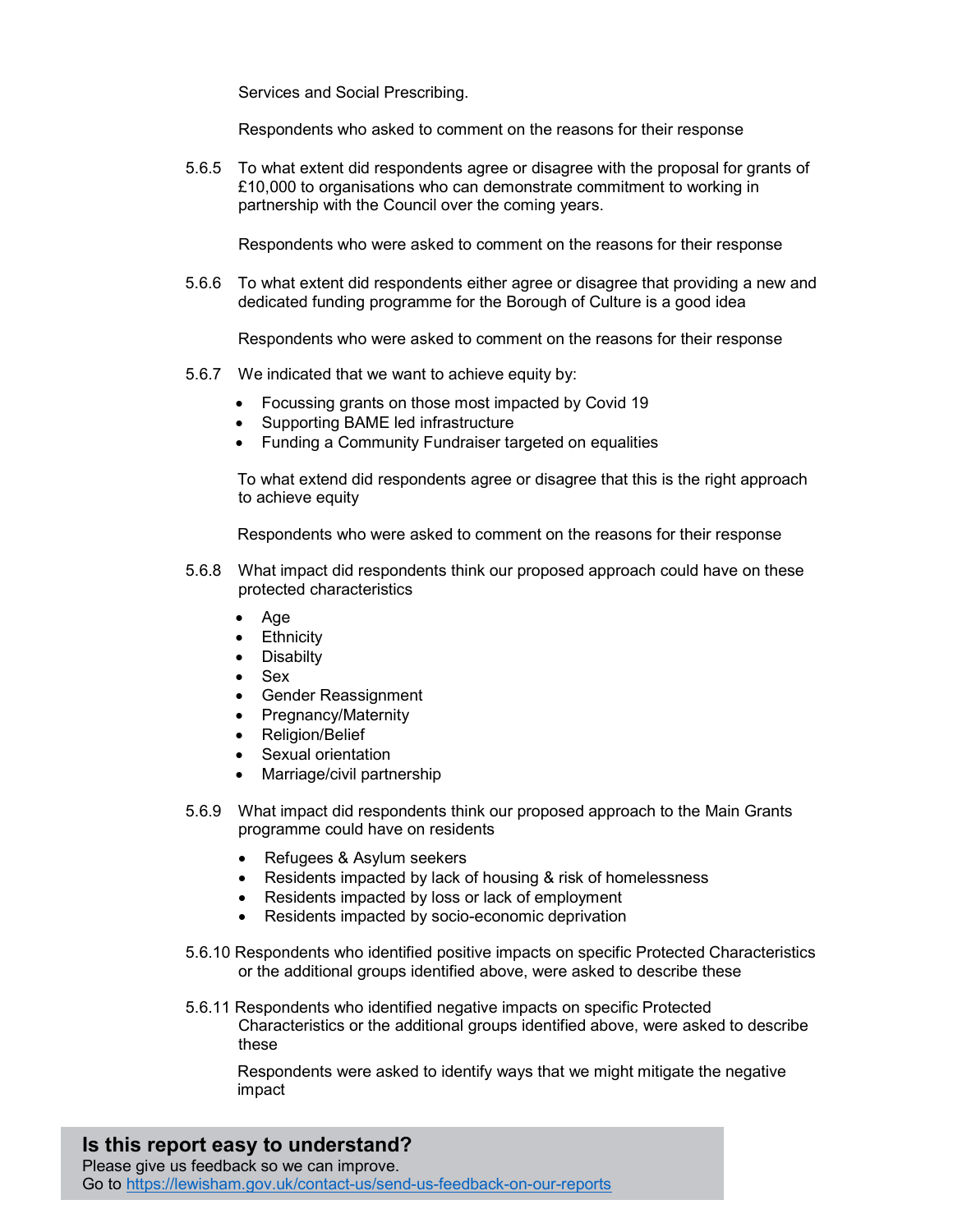Services and Social Prescribing.

Respondents who asked to comment on the reasons for their response

5.6.5 To what extent did respondents agree or disagree with the proposal for grants of £10,000 to organisations who can demonstrate commitment to working in partnership with the Council over the coming years.

Respondents who were asked to comment on the reasons for their response

5.6.6 To what extent did respondents either agree or disagree that providing a new and dedicated funding programme for the Borough of Culture is a good idea

Respondents who were asked to comment on the reasons for their response

5.6.7 We indicated that we want to achieve equity by:

- Focussing grants on those most impacted by Covid 19
- Supporting BAME led infrastructure
- Funding a Community Fundraiser targeted on equalities

To what extend did respondents agree or disagree that this is the right approach to achieve equity

Respondents who were asked to comment on the reasons for their response

5.6.8 What impact did respondents think our proposed approach could have on these protected characteristics

- Age
- Ethnicity
- Disabilty
- Sex
- Gender Reassignment
- Pregnancy/Maternity
- Religion/Belief
- Sexual orientation
- Marriage/civil partnership

5.6.9 What impact did respondents think our proposed approach to the Main Grants programme could have on residents

- Refugees & Asylum seekers
- Residents impacted by lack of housing & risk of homelessness
- Residents impacted by loss or lack of employment
- Residents impacted by socio-economic deprivation

5.6.10 Respondents who identified positive impacts on specific Protected Characteristics or the additional groups identified above, were asked to describe these

5.6.11 Respondents who identified negative impacts on specific Protected Characteristics or the additional groups identified above, were asked to describe these

Respondents were asked to identify ways that we might mitigate the negative impact

**Is this report easy to understand?**
Please give us feedback so we can improve.
Go to https://lewisham.gov.uk/contact-us/send-us-feedback-on-our-reports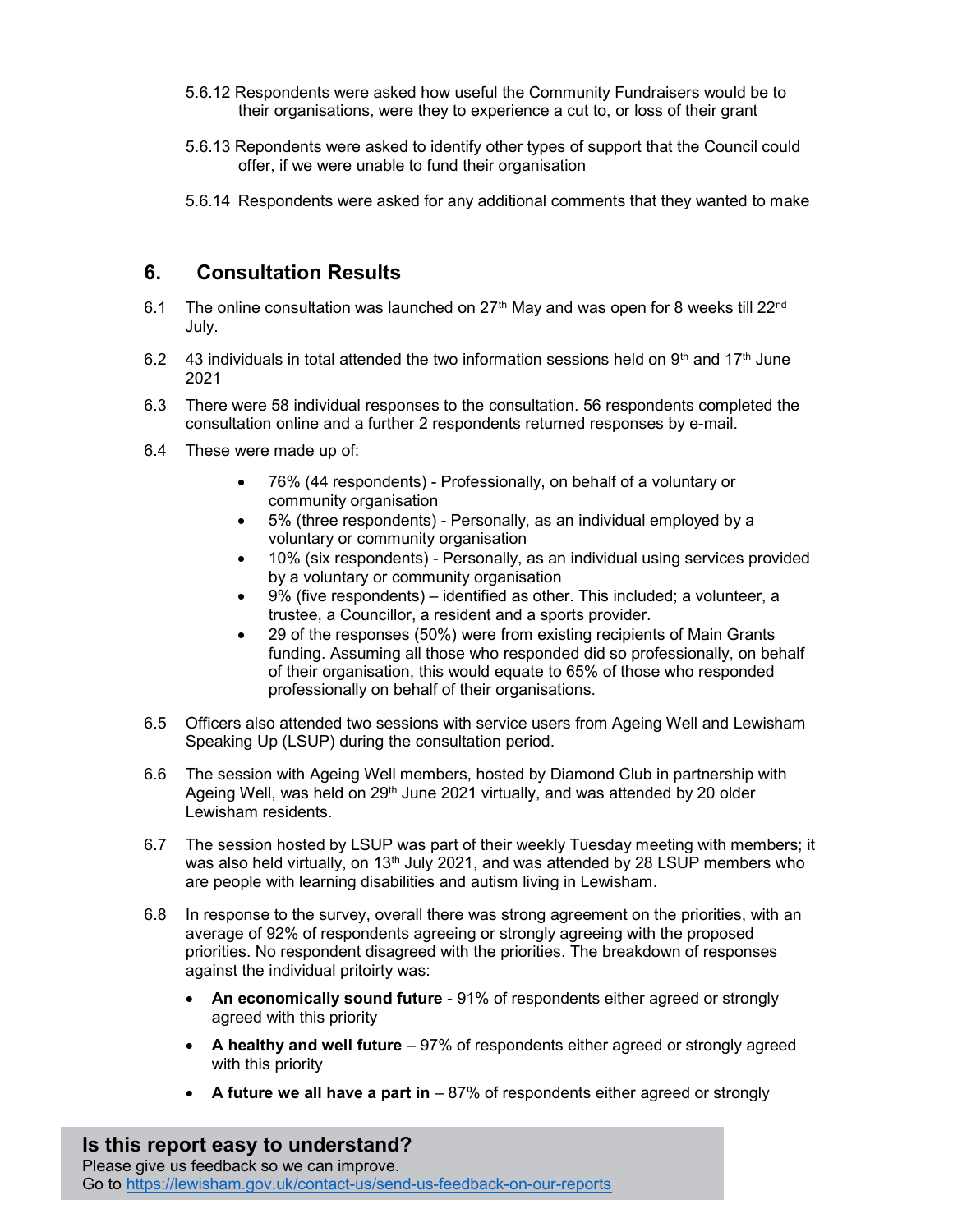5.6.12 Respondents were asked how useful the Community Fundraisers would be to their organisations, were they to experience a cut to, or loss of their grant

5.6.13 Repondents were asked to identify other types of support that the Council could offer, if we were unable to fund their organisation

5.6.14 Respondents were asked for any additional comments that they wanted to make

## 6. Consultation Results

6.1 The online consultation was launched on 27th May and was open for 8 weeks till 22nd July.

6.2 43 individuals in total attended the two information sessions held on 9th and 17th June 2021

6.3 There were 58 individual responses to the consultation. 56 respondents completed the consultation online and a further 2 respondents returned responses by e-mail.

6.4 These were made up of:

- 76% (44 respondents) - Professionally, on behalf of a voluntary or community organisation
- 5% (three respondents) - Personally, as an individual employed by a voluntary or community organisation
- 10% (six respondents) - Personally, as an individual using services provided by a voluntary or community organisation
- 9% (five respondents) – identified as other. This included; a volunteer, a trustee, a Councillor, a resident and a sports provider.
- 29 of the responses (50%) were from existing recipients of Main Grants funding. Assuming all those who responded did so professionally, on behalf of their organisation, this would equate to 65% of those who responded professionally on behalf of their organisations.

6.5 Officers also attended two sessions with service users from Ageing Well and Lewisham Speaking Up (LSUP) during the consultation period.

6.6 The session with Ageing Well members, hosted by Diamond Club in partnership with Ageing Well, was held on 29th June 2021 virtually, and was attended by 20 older Lewisham residents.

6.7 The session hosted by LSUP was part of their weekly Tuesday meeting with members; it was also held virtually, on 13th July 2021, and was attended by 28 LSUP members who are people with learning disabilities and autism living in Lewisham.

6.8 In response to the survey, overall there was strong agreement on the priorities, with an average of 92% of respondents agreeing or strongly agreeing with the proposed priorities. No respondent disagreed with the priorities. The breakdown of responses against the individual pritoirty was:

- **An economically sound future** - 91% of respondents either agreed or strongly agreed with this priority
- **A healthy and well future** – 97% of respondents either agreed or strongly agreed with this priority
- **A future we all have a part in** – 87% of respondents either agreed or strongly

**Is this report easy to understand?**
Please give us feedback so we can improve.
Go to https://lewisham.gov.uk/contact-us/send-us-feedback-on-our-reports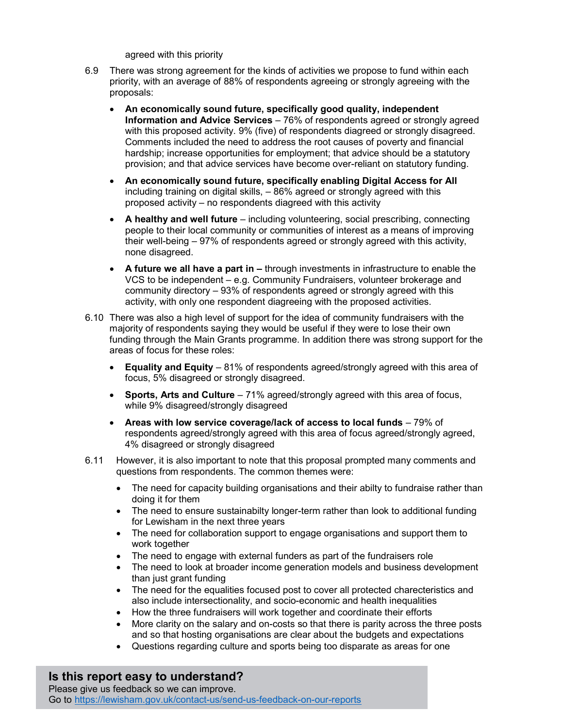agreed with this priority

6.9 There was strong agreement for the kinds of activities we propose to fund within each priority, with an average of 88% of respondents agreeing or strongly agreeing with the proposals:

- **An economically sound future, specifically good quality, independent Information and Advice Services** – 76% of respondents agreed or strongly agreed with this proposed activity. 9% (five) of respondents diagreed or strongly disagreed. Comments included the need to address the root causes of poverty and financial hardship; increase opportunities for employment; that advice should be a statutory provision; and that advice services have become over-reliant on statutory funding.
- **An economically sound future, specifically enabling Digital Access for All** including training on digital skills, – 86% agreed or strongly agreed with this proposed activity – no respondents diagreed with this activity
- **A healthy and well future** – including volunteering, social prescribing, connecting people to their local community or communities of interest as a means of improving their well-being – 97% of respondents agreed or strongly agreed with this activity, none disagreed.
- **A future we all have a part in –** through investments in infrastructure to enable the VCS to be independent – e.g. Community Fundraisers, volunteer brokerage and community directory – 93% of respondents agreed or strongly agreed with this activity, with only one respondent diagreeing with the proposed activities.

6.10 There was also a high level of support for the idea of community fundraisers with the majority of respondents saying they would be useful if they were to lose their own funding through the Main Grants programme. In addition there was strong support for the areas of focus for these roles:

- **Equality and Equity** – 81% of respondents agreed/strongly agreed with this area of focus, 5% disagreed or strongly disagreed.
- **Sports, Arts and Culture** – 71% agreed/strongly agreed with this area of focus, while 9% disagreed/strongly disagreed
- **Areas with low service coverage/lack of access to local funds** – 79% of respondents agreed/strongly agreed with this area of focus agreed/strongly agreed, 4% disagreed or strongly disagreed

6.11 However, it is also important to note that this proposal prompted many comments and questions from respondents. The common themes were:

- The need for capacity building organisations and their abilty to fundraise rather than doing it for them
- The need to ensure sustainabilty longer-term rather than look to additional funding for Lewisham in the next three years
- The need for collaboration support to engage organisations and support them to work together
- The need to engage with external funders as part of the fundraisers role
- The need to look at broader income generation models and business development than just grant funding
- The need for the equalities focused post to cover all protected charecteristics and also include intersectionality, and socio-economic and health inequalities
- How the three fundraisers will work together and coordinate their efforts
- More clarity on the salary and on-costs so that there is parity across the three posts and so that hosting organisations are clear about the budgets and expectations
- Questions regarding culture and sports being too disparate as areas for one

**Is this report easy to understand?**
Please give us feedback so we can improve.
Go to https://lewisham.gov.uk/contact-us/send-us-feedback-on-our-reports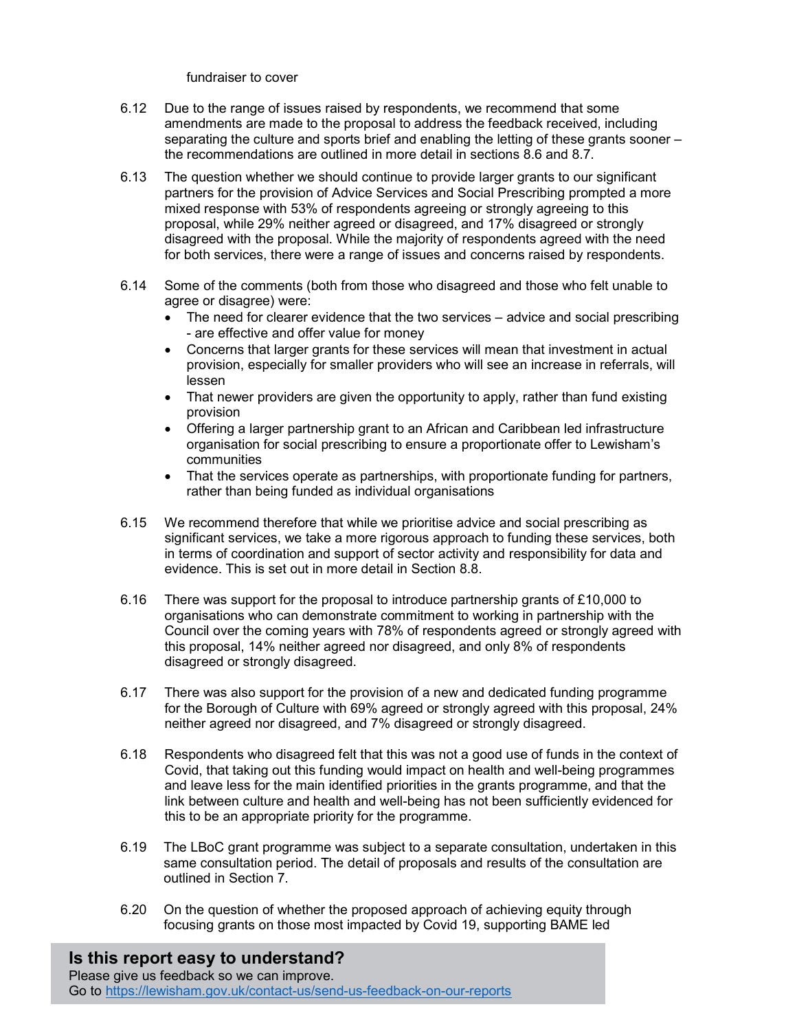fundraiser to cover

6.12 Due to the range of issues raised by respondents, we recommend that some amendments are made to the proposal to address the feedback received, including separating the culture and sports brief and enabling the letting of these grants sooner – the recommendations are outlined in more detail in sections 8.6 and 8.7.

6.13 The question whether we should continue to provide larger grants to our significant partners for the provision of Advice Services and Social Prescribing prompted a more mixed response with 53% of respondents agreeing or strongly agreeing to this proposal, while 29% neither agreed or disagreed, and 17% disagreed or strongly disagreed with the proposal. While the majority of respondents agreed with the need for both services, there were a range of issues and concerns raised by respondents.

6.14 Some of the comments (both from those who disagreed and those who felt unable to agree or disagree) were:

- The need for clearer evidence that the two services – advice and social prescribing - are effective and offer value for money
- Concerns that larger grants for these services will mean that investment in actual provision, especially for smaller providers who will see an increase in referrals, will lessen
- That newer providers are given the opportunity to apply, rather than fund existing provision
- Offering a larger partnership grant to an African and Caribbean led infrastructure organisation for social prescribing to ensure a proportionate offer to Lewisham's communities
- That the services operate as partnerships, with proportionate funding for partners, rather than being funded as individual organisations

6.15 We recommend therefore that while we prioritise advice and social prescribing as significant services, we take a more rigorous approach to funding these services, both in terms of coordination and support of sector activity and responsibility for data and evidence. This is set out in more detail in Section 8.8.

6.16 There was support for the proposal to introduce partnership grants of £10,000 to organisations who can demonstrate commitment to working in partnership with the Council over the coming years with 78% of respondents agreed or strongly agreed with this proposal, 14% neither agreed nor disagreed, and only 8% of respondents disagreed or strongly disagreed.

6.17 There was also support for the provision of a new and dedicated funding programme for the Borough of Culture with 69% agreed or strongly agreed with this proposal, 24% neither agreed nor disagreed, and 7% disagreed or strongly disagreed.

6.18 Respondents who disagreed felt that this was not a good use of funds in the context of Covid, that taking out this funding would impact on health and well-being programmes and leave less for the main identified priorities in the grants programme, and that the link between culture and health and well-being has not been sufficiently evidenced for this to be an appropriate priority for the programme.

6.19 The LBoC grant programme was subject to a separate consultation, undertaken in this same consultation period. The detail of proposals and results of the consultation are outlined in Section 7.

6.20 On the question of whether the proposed approach of achieving equity through focusing grants on those most impacted by Covid 19, supporting BAME led

**Is this report easy to understand?**
Please give us feedback so we can improve.
Go to https://lewisham.gov.uk/contact-us/send-us-feedback-on-our-reports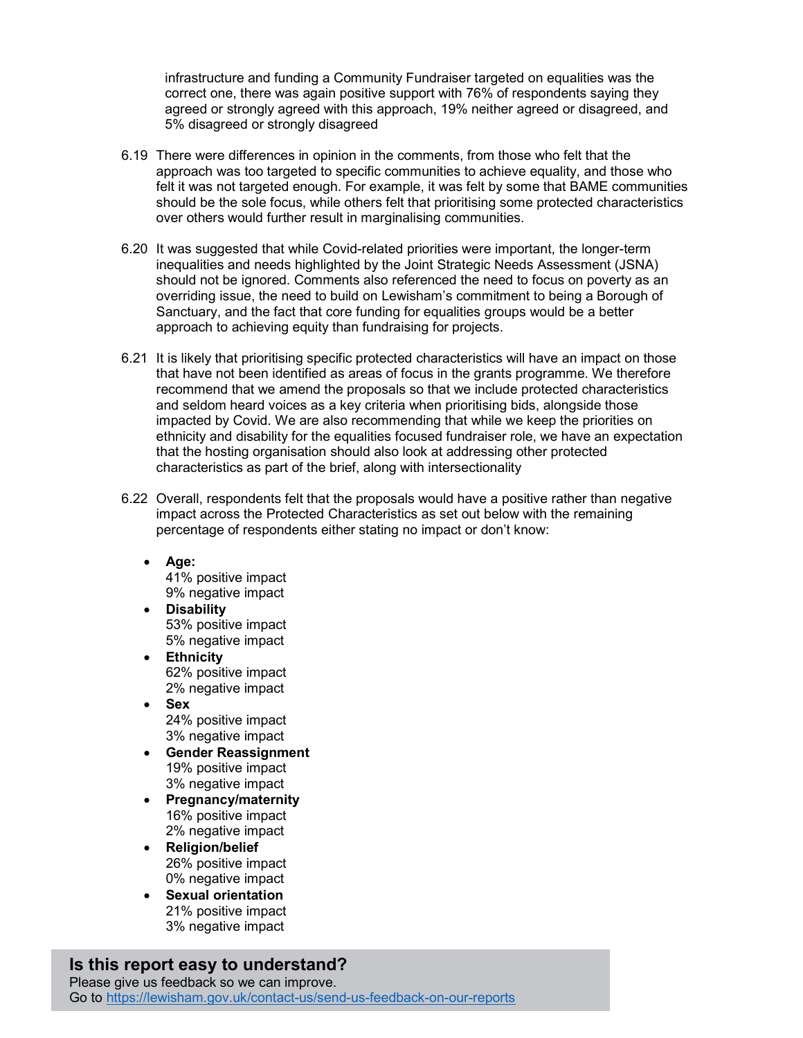infrastructure and funding a Community Fundraiser targeted on equalities was the correct one, there was again positive support with 76% of respondents saying they agreed or strongly agreed with this approach, 19% neither agreed or disagreed, and 5% disagreed or strongly disagreed

6.19 There were differences in opinion in the comments, from those who felt that the approach was too targeted to specific communities to achieve equality, and those who felt it was not targeted enough. For example, it was felt by some that BAME communities should be the sole focus, while others felt that prioritising some protected characteristics over others would further result in marginalising communities.

6.20 It was suggested that while Covid-related priorities were important, the longer-term inequalities and needs highlighted by the Joint Strategic Needs Assessment (JSNA) should not be ignored. Comments also referenced the need to focus on poverty as an overriding issue, the need to build on Lewisham's commitment to being a Borough of Sanctuary, and the fact that core funding for equalities groups would be a better approach to achieving equity than fundraising for projects.

6.21 It is likely that prioritising specific protected characteristics will have an impact on those that have not been identified as areas of focus in the grants programme. We therefore recommend that we amend the proposals so that we include protected characteristics and seldom heard voices as a key criteria when prioritising bids, alongside those impacted by Covid. We are also recommending that while we keep the priorities on ethnicity and disability for the equalities focused fundraiser role, we have an expectation that the hosting organisation should also look at addressing other protected characteristics as part of the brief, along with intersectionality

6.22 Overall, respondents felt that the proposals would have a positive rather than negative impact across the Protected Characteristics as set out below with the remaining percentage of respondents either stating no impact or don't know:

- **Age:**
  41% positive impact
  9% negative impact
- **Disability**
  53% positive impact
  5% negative impact
- **Ethnicity**
  62% positive impact
  2% negative impact
- **Sex**
  24% positive impact
  3% negative impact
- **Gender Reassignment**
  19% positive impact
  3% negative impact
- **Pregnancy/maternity**
  16% positive impact
  2% negative impact
- **Religion/belief**
  26% positive impact
  0% negative impact
- **Sexual orientation**
  21% positive impact
  3% negative impact

**Is this report easy to understand?**
Please give us feedback so we can improve.
Go to https://lewisham.gov.uk/contact-us/send-us-feedback-on-our-reports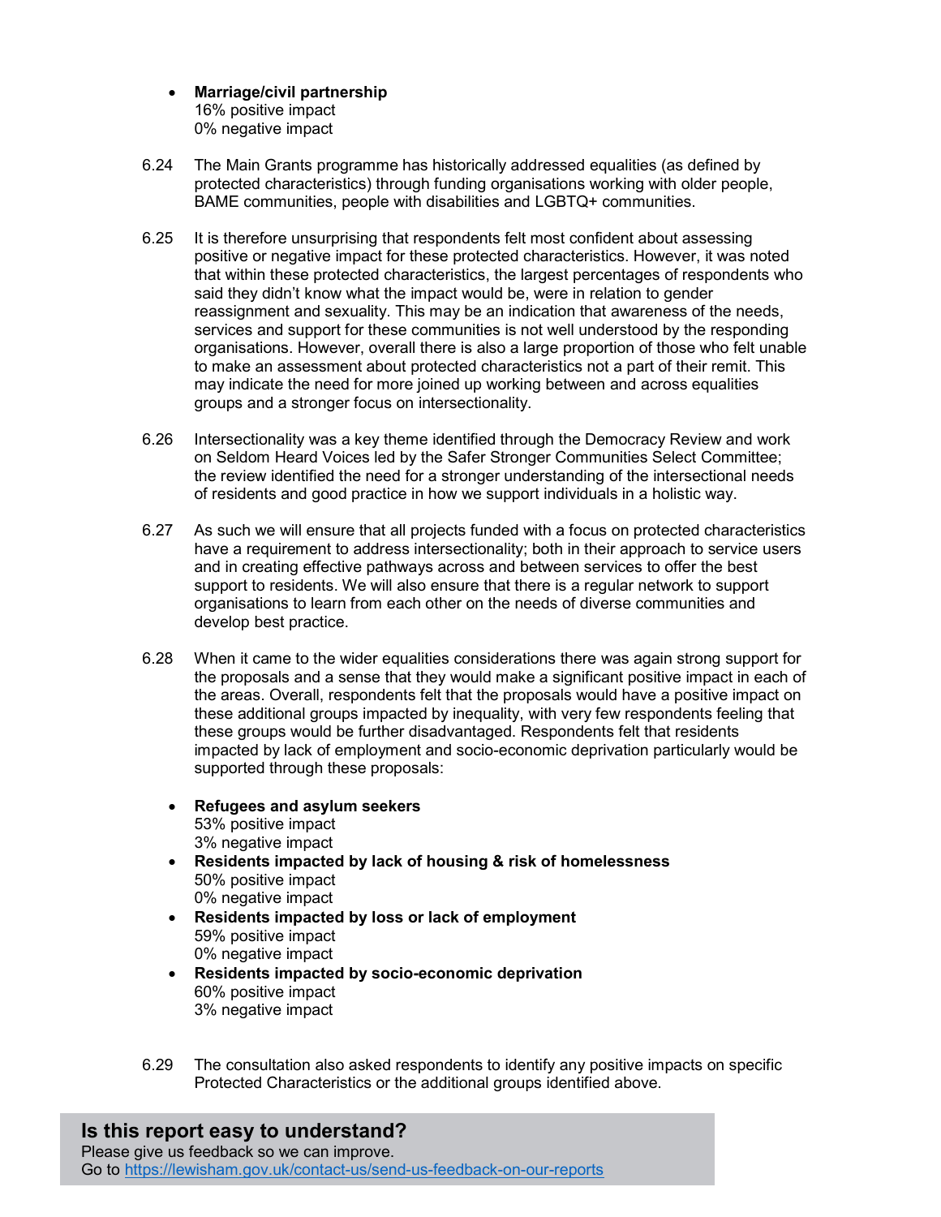- **Marriage/civil partnership**
  16% positive impact
  0% negative impact

6.24 The Main Grants programme has historically addressed equalities (as defined by protected characteristics) through funding organisations working with older people, BAME communities, people with disabilities and LGBTQ+ communities.

6.25 It is therefore unsurprising that respondents felt most confident about assessing positive or negative impact for these protected characteristics. However, it was noted that within these protected characteristics, the largest percentages of respondents who said they didn't know what the impact would be, were in relation to gender reassignment and sexuality. This may be an indication that awareness of the needs, services and support for these communities is not well understood by the responding organisations. However, overall there is also a large proportion of those who felt unable to make an assessment about protected characteristics not a part of their remit. This may indicate the need for more joined up working between and across equalities groups and a stronger focus on intersectionality.

6.26 Intersectionality was a key theme identified through the Democracy Review and work on Seldom Heard Voices led by the Safer Stronger Communities Select Committee; the review identified the need for a stronger understanding of the intersectional needs of residents and good practice in how we support individuals in a holistic way.

6.27 As such we will ensure that all projects funded with a focus on protected characteristics have a requirement to address intersectionality; both in their approach to service users and in creating effective pathways across and between services to offer the best support to residents. We will also ensure that there is a regular network to support organisations to learn from each other on the needs of diverse communities and develop best practice.

6.28 When it came to the wider equalities considerations there was again strong support for the proposals and a sense that they would make a significant positive impact in each of the areas. Overall, respondents felt that the proposals would have a positive impact on these additional groups impacted by inequality, with very few respondents feeling that these groups would be further disadvantaged. Respondents felt that residents impacted by lack of employment and socio-economic deprivation particularly would be supported through these proposals:

- **Refugees and asylum seekers**
  53% positive impact
  3% negative impact
- **Residents impacted by lack of housing & risk of homelessness**
  50% positive impact
  0% negative impact
- **Residents impacted by loss or lack of employment**
  59% positive impact
  0% negative impact
- **Residents impacted by socio-economic deprivation**
  60% positive impact
  3% negative impact

6.29 The consultation also asked respondents to identify any positive impacts on specific Protected Characteristics or the additional groups identified above.

**Is this report easy to understand?**
Please give us feedback so we can improve.
Go to https://lewisham.gov.uk/contact-us/send-us-feedback-on-our-reports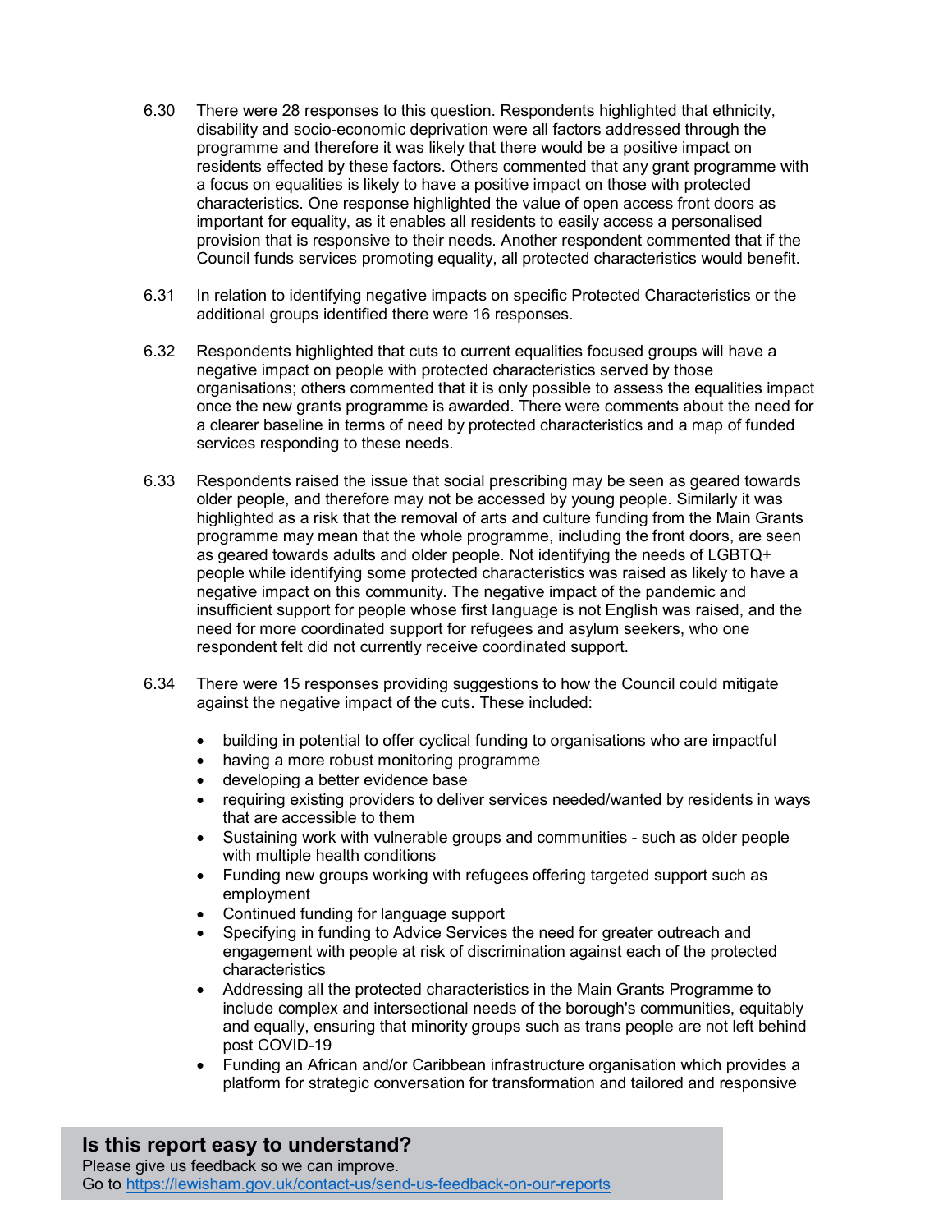6.30 There were 28 responses to this question. Respondents highlighted that ethnicity, disability and socio-economic deprivation were all factors addressed through the programme and therefore it was likely that there would be a positive impact on residents effected by these factors. Others commented that any grant programme with a focus on equalities is likely to have a positive impact on those with protected characteristics. One response highlighted the value of open access front doors as important for equality, as it enables all residents to easily access a personalised provision that is responsive to their needs. Another respondent commented that if the Council funds services promoting equality, all protected characteristics would benefit.

6.31 In relation to identifying negative impacts on specific Protected Characteristics or the additional groups identified there were 16 responses.

6.32 Respondents highlighted that cuts to current equalities focused groups will have a negative impact on people with protected characteristics served by those organisations; others commented that it is only possible to assess the equalities impact once the new grants programme is awarded. There were comments about the need for a clearer baseline in terms of need by protected characteristics and a map of funded services responding to these needs.

6.33 Respondents raised the issue that social prescribing may be seen as geared towards older people, and therefore may not be accessed by young people. Similarly it was highlighted as a risk that the removal of arts and culture funding from the Main Grants programme may mean that the whole programme, including the front doors, are seen as geared towards adults and older people. Not identifying the needs of LGBTQ+ people while identifying some protected characteristics was raised as likely to have a negative impact on this community. The negative impact of the pandemic and insufficient support for people whose first language is not English was raised, and the need for more coordinated support for refugees and asylum seekers, who one respondent felt did not currently receive coordinated support.

6.34 There were 15 responses providing suggestions to how the Council could mitigate against the negative impact of the cuts. These included:

- building in potential to offer cyclical funding to organisations who are impactful
- having a more robust monitoring programme
- developing a better evidence base
- requiring existing providers to deliver services needed/wanted by residents in ways that are accessible to them
- Sustaining work with vulnerable groups and communities - such as older people with multiple health conditions
- Funding new groups working with refugees offering targeted support such as employment
- Continued funding for language support
- Specifying in funding to Advice Services the need for greater outreach and engagement with people at risk of discrimination against each of the protected characteristics
- Addressing all the protected characteristics in the Main Grants Programme to include complex and intersectional needs of the borough's communities, equitably and equally, ensuring that minority groups such as trans people are not left behind post COVID-19
- Funding an African and/or Caribbean infrastructure organisation which provides a platform for strategic conversation for transformation and tailored and responsive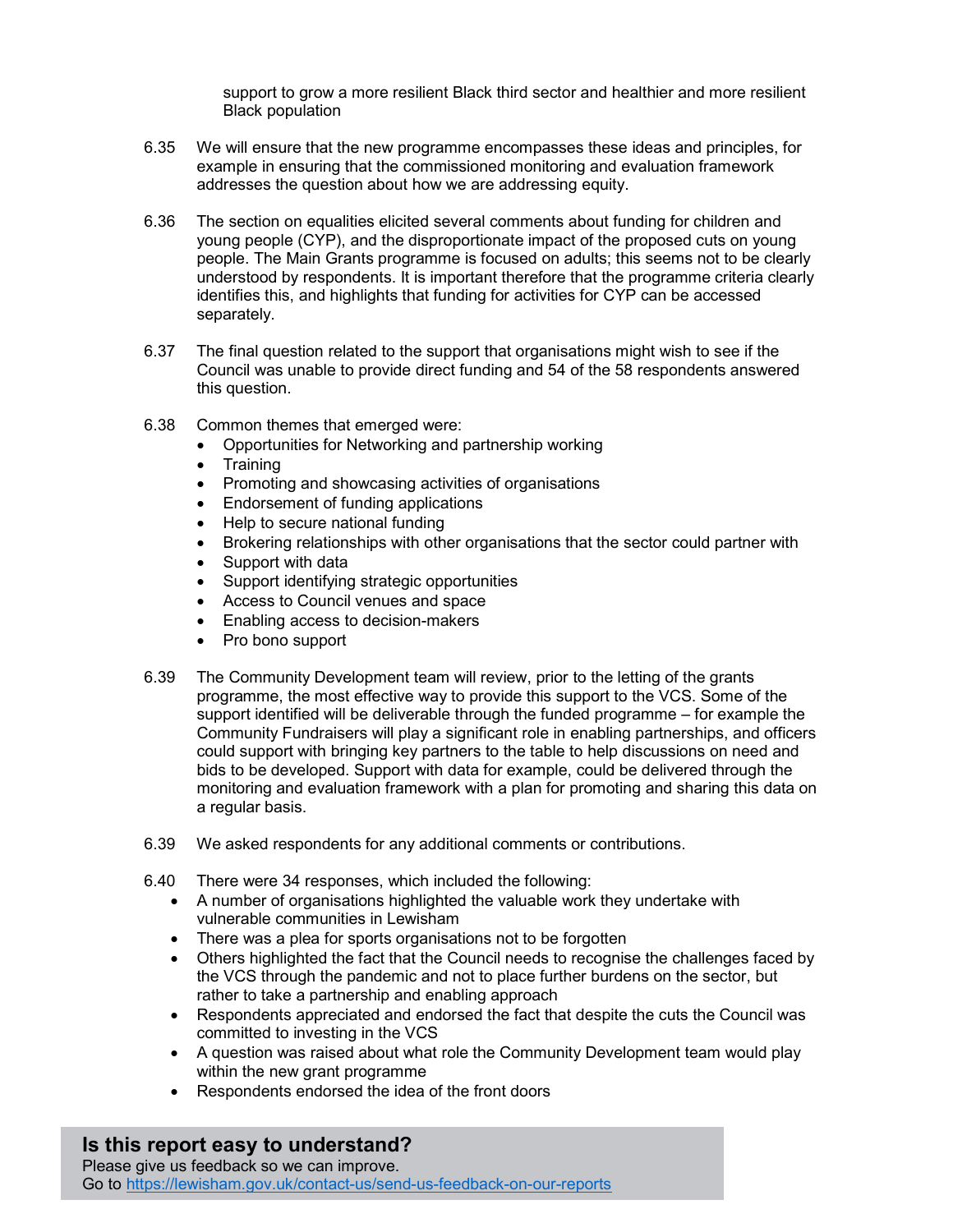support to grow a more resilient Black third sector and healthier and more resilient Black population

6.35 We will ensure that the new programme encompasses these ideas and principles, for example in ensuring that the commissioned monitoring and evaluation framework addresses the question about how we are addressing equity.

6.36 The section on equalities elicited several comments about funding for children and young people (CYP), and the disproportionate impact of the proposed cuts on young people. The Main Grants programme is focused on adults; this seems not to be clearly understood by respondents. It is important therefore that the programme criteria clearly identifies this, and highlights that funding for activities for CYP can be accessed separately.

6.37 The final question related to the support that organisations might wish to see if the Council was unable to provide direct funding and 54 of the 58 respondents answered this question.

6.38 Common themes that emerged were:

- Opportunities for Networking and partnership working
- Training
- Promoting and showcasing activities of organisations
- Endorsement of funding applications
- Help to secure national funding
- Brokering relationships with other organisations that the sector could partner with
- Support with data
- Support identifying strategic opportunities
- Access to Council venues and space
- Enabling access to decision-makers
- Pro bono support

6.39 The Community Development team will review, prior to the letting of the grants programme, the most effective way to provide this support to the VCS. Some of the support identified will be deliverable through the funded programme – for example the Community Fundraisers will play a significant role in enabling partnerships, and officers could support with bringing key partners to the table to help discussions on need and bids to be developed. Support with data for example, could be delivered through the monitoring and evaluation framework with a plan for promoting and sharing this data on a regular basis.

6.39 We asked respondents for any additional comments or contributions.

6.40 There were 34 responses, which included the following:

- A number of organisations highlighted the valuable work they undertake with vulnerable communities in Lewisham
- There was a plea for sports organisations not to be forgotten
- Others highlighted the fact that the Council needs to recognise the challenges faced by the VCS through the pandemic and not to place further burdens on the sector, but rather to take a partnership and enabling approach
- Respondents appreciated and endorsed the fact that despite the cuts the Council was committed to investing in the VCS
- A question was raised about what role the Community Development team would play within the new grant programme
- Respondents endorsed the idea of the front doors

**Is this report easy to understand?**
Please give us feedback so we can improve.
Go to https://lewisham.gov.uk/contact-us/send-us-feedback-on-our-reports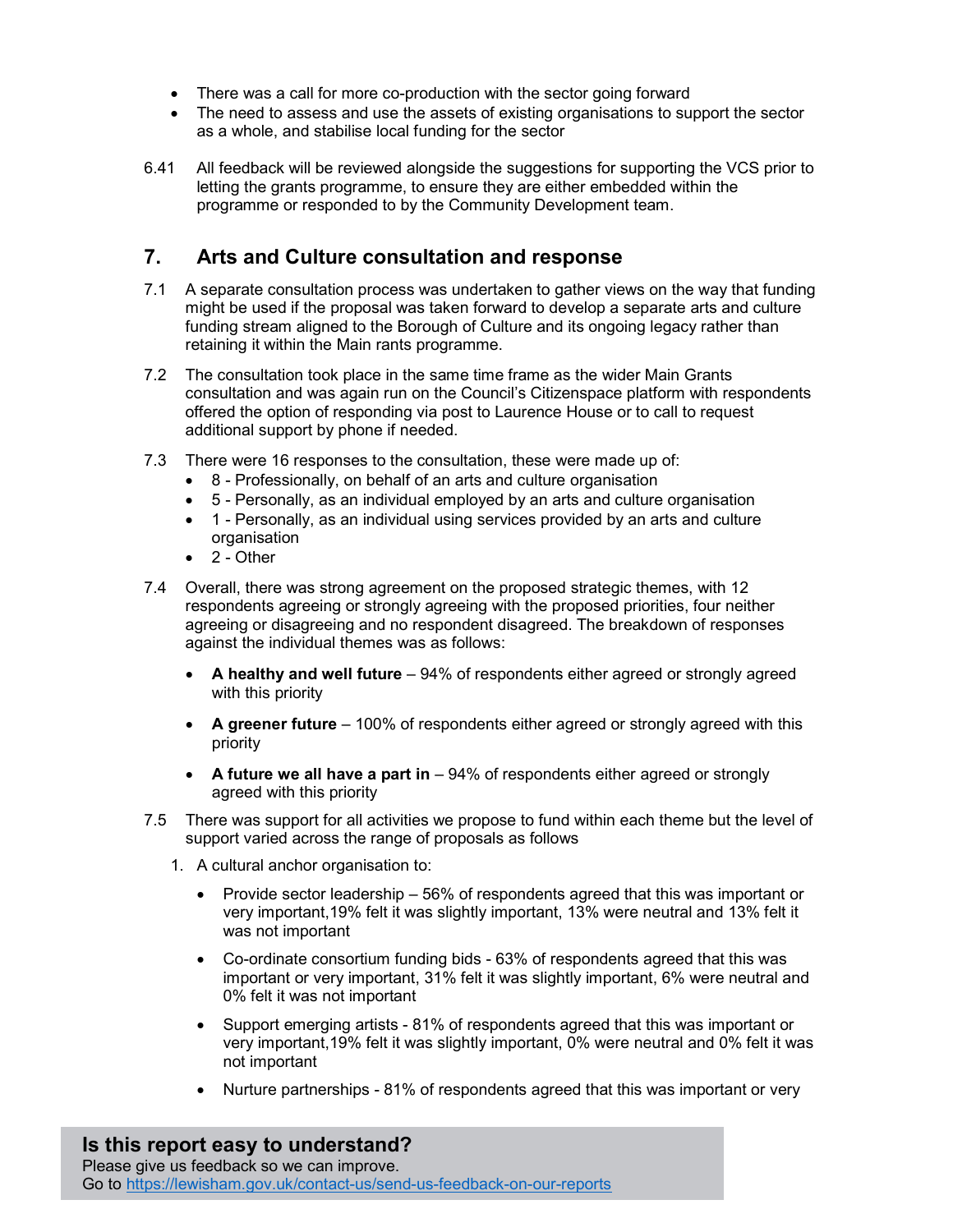- There was a call for more co-production with the sector going forward
- The need to assess and use the assets of existing organisations to support the sector as a whole, and stabilise local funding for the sector

6.41 All feedback will be reviewed alongside the suggestions for supporting the VCS prior to letting the grants programme, to ensure they are either embedded within the programme or responded to by the Community Development team.

## 7. Arts and Culture consultation and response

7.1 A separate consultation process was undertaken to gather views on the way that funding might be used if the proposal was taken forward to develop a separate arts and culture funding stream aligned to the Borough of Culture and its ongoing legacy rather than retaining it within the Main rants programme.

7.2 The consultation took place in the same time frame as the wider Main Grants consultation and was again run on the Council's Citizenspace platform with respondents offered the option of responding via post to Laurence House or to call to request additional support by phone if needed.

7.3 There were 16 responses to the consultation, these were made up of:

- 8 - Professionally, on behalf of an arts and culture organisation
- 5 - Personally, as an individual employed by an arts and culture organisation
- 1 - Personally, as an individual using services provided by an arts and culture organisation
- 2 - Other

7.4 Overall, there was strong agreement on the proposed strategic themes, with 12 respondents agreeing or strongly agreeing with the proposed priorities, four neither agreeing or disagreeing and no respondent disagreed. The breakdown of responses against the individual themes was as follows:

- **A healthy and well future** – 94% of respondents either agreed or strongly agreed with this priority
- **A greener future** – 100% of respondents either agreed or strongly agreed with this priority
- **A future we all have a part in** – 94% of respondents either agreed or strongly agreed with this priority

7.5 There was support for all activities we propose to fund within each theme but the level of support varied across the range of proposals as follows

1. A cultural anchor organisation to:
   - Provide sector leadership – 56% of respondents agreed that this was important or very important,19% felt it was slightly important, 13% were neutral and 13% felt it was not important
   - Co-ordinate consortium funding bids - 63% of respondents agreed that this was important or very important, 31% felt it was slightly important, 6% were neutral and 0% felt it was not important
   - Support emerging artists - 81% of respondents agreed that this was important or very important,19% felt it was slightly important, 0% were neutral and 0% felt it was not important
   - Nurture partnerships - 81% of respondents agreed that this was important or very

**Is this report easy to understand?**
Please give us feedback so we can improve.
Go to https://lewisham.gov.uk/contact-us/send-us-feedback-on-our-reports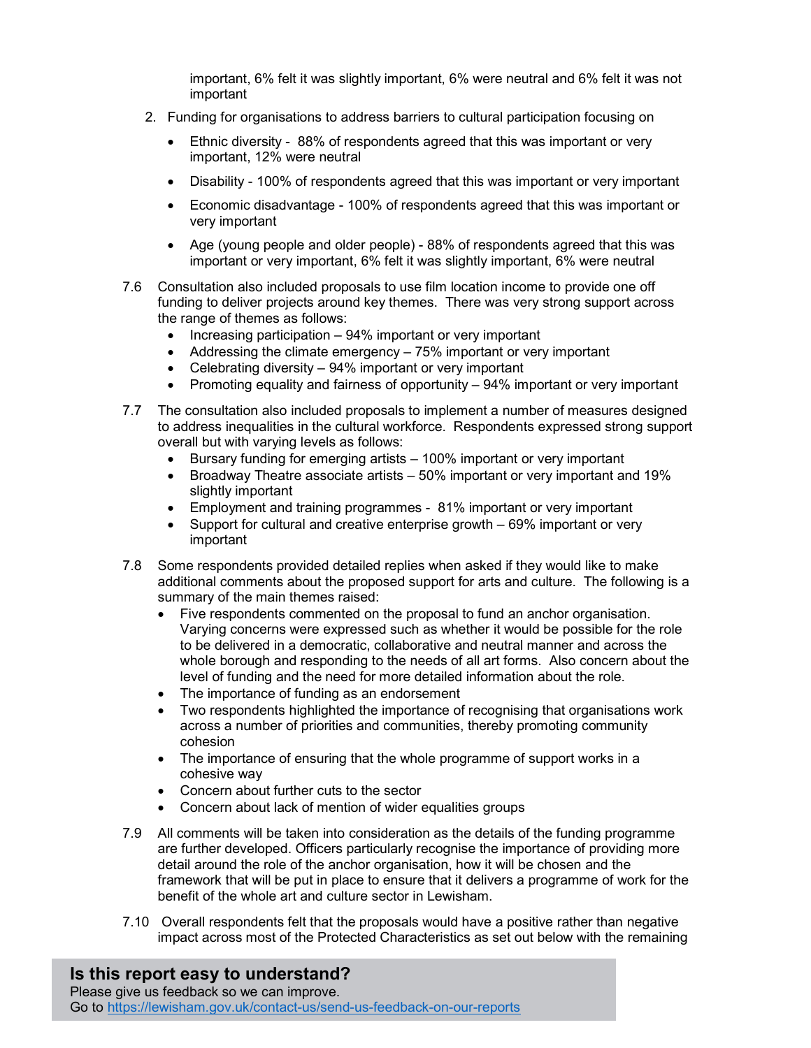important, 6% felt it was slightly important, 6% were neutral and 6% felt it was not important

2. Funding for organisations to address barriers to cultural participation focusing on

   - Ethnic diversity - 88% of respondents agreed that this was important or very important, 12% were neutral
   - Disability - 100% of respondents agreed that this was important or very important
   - Economic disadvantage - 100% of respondents agreed that this was important or very important
   - Age (young people and older people) - 88% of respondents agreed that this was important or very important, 6% felt it was slightly important, 6% were neutral

7.6 Consultation also included proposals to use film location income to provide one off funding to deliver projects around key themes. There was very strong support across the range of themes as follows:

- Increasing participation – 94% important or very important
- Addressing the climate emergency – 75% important or very important
- Celebrating diversity – 94% important or very important
- Promoting equality and fairness of opportunity – 94% important or very important

7.7 The consultation also included proposals to implement a number of measures designed to address inequalities in the cultural workforce. Respondents expressed strong support overall but with varying levels as follows:

- Bursary funding for emerging artists – 100% important or very important
- Broadway Theatre associate artists – 50% important or very important and 19% slightly important
- Employment and training programmes - 81% important or very important
- Support for cultural and creative enterprise growth – 69% important or very important

7.8 Some respondents provided detailed replies when asked if they would like to make additional comments about the proposed support for arts and culture. The following is a summary of the main themes raised:

- Five respondents commented on the proposal to fund an anchor organisation. Varying concerns were expressed such as whether it would be possible for the role to be delivered in a democratic, collaborative and neutral manner and across the whole borough and responding to the needs of all art forms. Also concern about the level of funding and the need for more detailed information about the role.
- The importance of funding as an endorsement
- Two respondents highlighted the importance of recognising that organisations work across a number of priorities and communities, thereby promoting community cohesion
- The importance of ensuring that the whole programme of support works in a cohesive way
- Concern about further cuts to the sector
- Concern about lack of mention of wider equalities groups

7.9 All comments will be taken into consideration as the details of the funding programme are further developed. Officers particularly recognise the importance of providing more detail around the role of the anchor organisation, how it will be chosen and the framework that will be put in place to ensure that it delivers a programme of work for the benefit of the whole art and culture sector in Lewisham.

7.10 Overall respondents felt that the proposals would have a positive rather than negative impact across most of the Protected Characteristics as set out below with the remaining

**Is this report easy to understand?**
Please give us feedback so we can improve.
Go to https://lewisham.gov.uk/contact-us/send-us-feedback-on-our-reports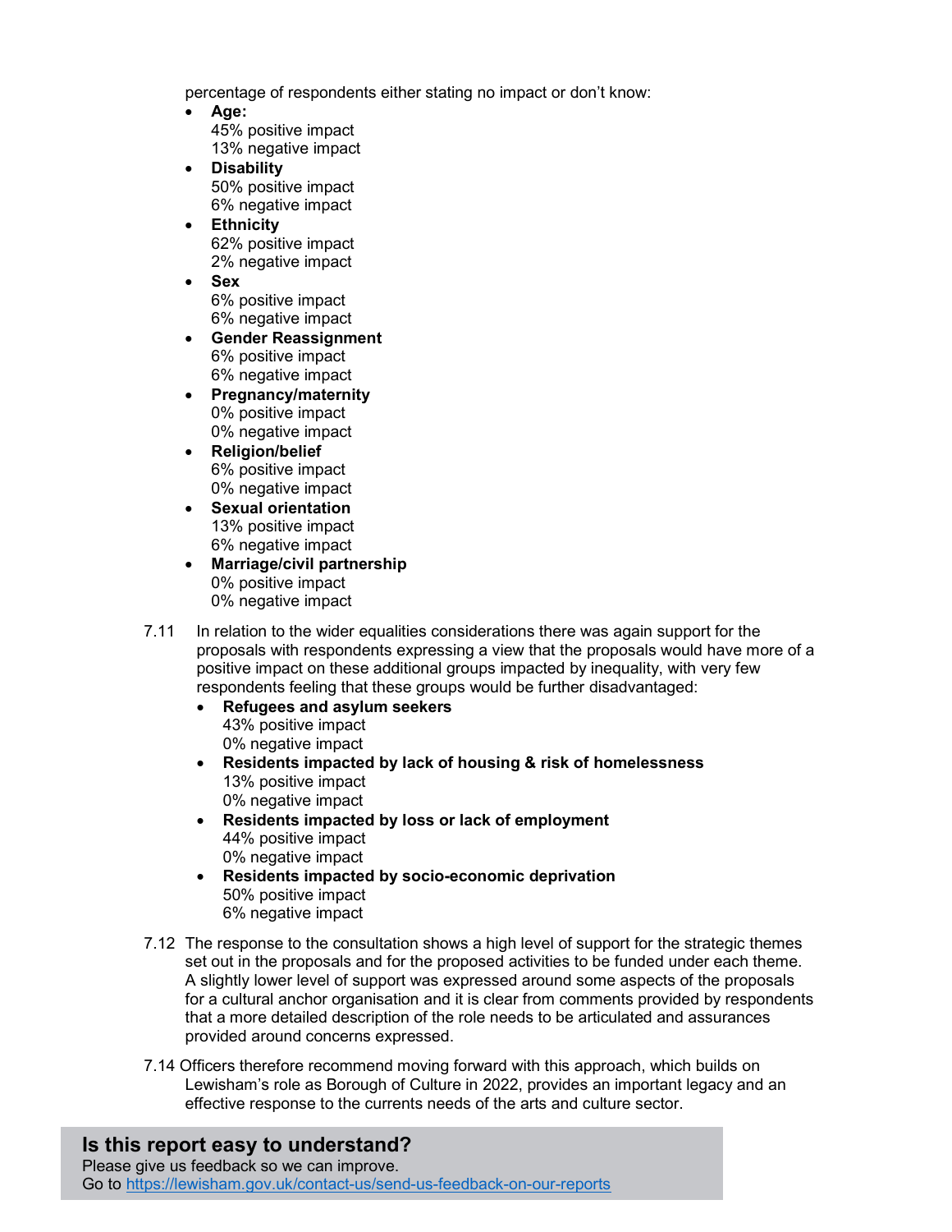percentage of respondents either stating no impact or don't know:

- **Age:**
  45% positive impact
  13% negative impact
- **Disability**
  50% positive impact
  6% negative impact
- **Ethnicity**
  62% positive impact
  2% negative impact
- **Sex**
  6% positive impact
  6% negative impact
- **Gender Reassignment**
  6% positive impact
  6% negative impact
- **Pregnancy/maternity**
  0% positive impact
  0% negative impact
- **Religion/belief**
  6% positive impact
  0% negative impact
- **Sexual orientation**
  13% positive impact
  6% negative impact
- **Marriage/civil partnership**
  0% positive impact
  0% negative impact

7.11 In relation to the wider equalities considerations there was again support for the proposals with respondents expressing a view that the proposals would have more of a positive impact on these additional groups impacted by inequality, with very few respondents feeling that these groups would be further disadvantaged:

- **Refugees and asylum seekers**
  43% positive impact
  0% negative impact
- **Residents impacted by lack of housing & risk of homelessness**
  13% positive impact
  0% negative impact
- **Residents impacted by loss or lack of employment**
  44% positive impact
  0% negative impact
- **Residents impacted by socio-economic deprivation**
  50% positive impact
  6% negative impact

7.12 The response to the consultation shows a high level of support for the strategic themes set out in the proposals and for the proposed activities to be funded under each theme. A slightly lower level of support was expressed around some aspects of the proposals for a cultural anchor organisation and it is clear from comments provided by respondents that a more detailed description of the role needs to be articulated and assurances provided around concerns expressed.

7.14 Officers therefore recommend moving forward with this approach, which builds on Lewisham's role as Borough of Culture in 2022, provides an important legacy and an effective response to the currents needs of the arts and culture sector.

**Is this report easy to understand?**
Please give us feedback so we can improve.
Go to https://lewisham.gov.uk/contact-us/send-us-feedback-on-our-reports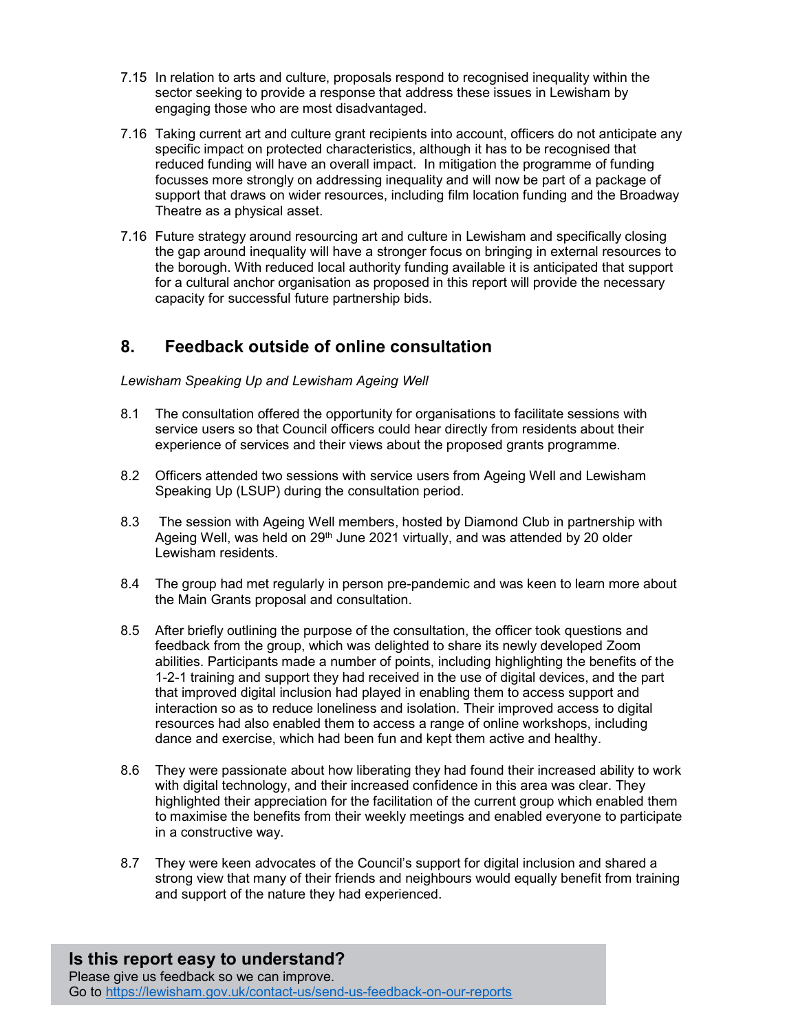7.15 In relation to arts and culture, proposals respond to recognised inequality within the sector seeking to provide a response that address these issues in Lewisham by engaging those who are most disadvantaged.

7.16 Taking current art and culture grant recipients into account, officers do not anticipate any specific impact on protected characteristics, although it has to be recognised that reduced funding will have an overall impact. In mitigation the programme of funding focusses more strongly on addressing inequality and will now be part of a package of support that draws on wider resources, including film location funding and the Broadway Theatre as a physical asset.

7.16 Future strategy around resourcing art and culture in Lewisham and specifically closing the gap around inequality will have a stronger focus on bringing in external resources to the borough. With reduced local authority funding available it is anticipated that support for a cultural anchor organisation as proposed in this report will provide the necessary capacity for successful future partnership bids.

## 8. Feedback outside of online consultation

*Lewisham Speaking Up and Lewisham Ageing Well*

8.1 The consultation offered the opportunity for organisations to facilitate sessions with service users so that Council officers could hear directly from residents about their experience of services and their views about the proposed grants programme.

8.2 Officers attended two sessions with service users from Ageing Well and Lewisham Speaking Up (LSUP) during the consultation period.

8.3 The session with Ageing Well members, hosted by Diamond Club in partnership with Ageing Well, was held on 29th June 2021 virtually, and was attended by 20 older Lewisham residents.

8.4 The group had met regularly in person pre-pandemic and was keen to learn more about the Main Grants proposal and consultation.

8.5 After briefly outlining the purpose of the consultation, the officer took questions and feedback from the group, which was delighted to share its newly developed Zoom abilities. Participants made a number of points, including highlighting the benefits of the 1-2-1 training and support they had received in the use of digital devices, and the part that improved digital inclusion had played in enabling them to access support and interaction so as to reduce loneliness and isolation. Their improved access to digital resources had also enabled them to access a range of online workshops, including dance and exercise, which had been fun and kept them active and healthy.

8.6 They were passionate about how liberating they had found their increased ability to work with digital technology, and their increased confidence in this area was clear. They highlighted their appreciation for the facilitation of the current group which enabled them to maximise the benefits from their weekly meetings and enabled everyone to participate in a constructive way.

8.7 They were keen advocates of the Council's support for digital inclusion and shared a strong view that many of their friends and neighbours would equally benefit from training and support of the nature they had experienced.

**Is this report easy to understand?**
Please give us feedback so we can improve.
Go to https://lewisham.gov.uk/contact-us/send-us-feedback-on-our-reports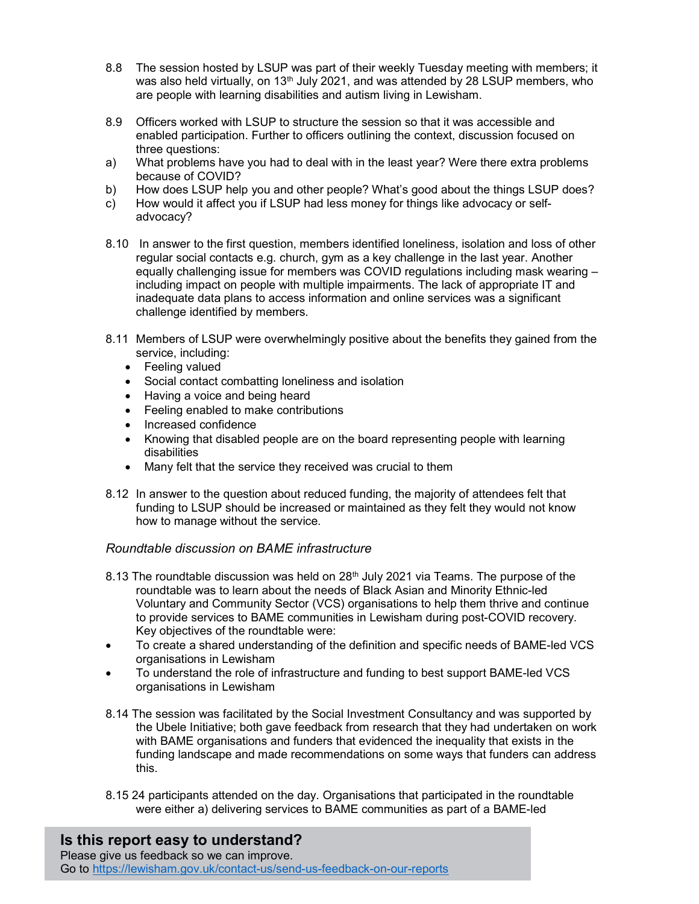8.8 The session hosted by LSUP was part of their weekly Tuesday meeting with members; it was also held virtually, on 13th July 2021, and was attended by 28 LSUP members, who are people with learning disabilities and autism living in Lewisham.

8.9 Officers worked with LSUP to structure the session so that it was accessible and enabled participation. Further to officers outlining the context, discussion focused on three questions:

a) What problems have you had to deal with in the least year? Were there extra problems because of COVID?

b) How does LSUP help you and other people? What's good about the things LSUP does?

c) How would it affect you if LSUP had less money for things like advocacy or self-advocacy?

8.10 In answer to the first question, members identified loneliness, isolation and loss of other regular social contacts e.g. church, gym as a key challenge in the last year. Another equally challenging issue for members was COVID regulations including mask wearing – including impact on people with multiple impairments. The lack of appropriate IT and inadequate data plans to access information and online services was a significant challenge identified by members.

8.11 Members of LSUP were overwhelmingly positive about the benefits they gained from the service, including:

- Feeling valued
- Social contact combatting loneliness and isolation
- Having a voice and being heard
- Feeling enabled to make contributions
- Increased confidence
- Knowing that disabled people are on the board representing people with learning disabilities
- Many felt that the service they received was crucial to them

8.12 In answer to the question about reduced funding, the majority of attendees felt that funding to LSUP should be increased or maintained as they felt they would not know how to manage without the service.

*Roundtable discussion on BAME infrastructure*

8.13 The roundtable discussion was held on 28th July 2021 via Teams. The purpose of the roundtable was to learn about the needs of Black Asian and Minority Ethnic-led Voluntary and Community Sector (VCS) organisations to help them thrive and continue to provide services to BAME communities in Lewisham during post-COVID recovery. Key objectives of the roundtable were:

- To create a shared understanding of the definition and specific needs of BAME-led VCS organisations in Lewisham
- To understand the role of infrastructure and funding to best support BAME-led VCS organisations in Lewisham

8.14 The session was facilitated by the Social Investment Consultancy and was supported by the Ubele Initiative; both gave feedback from research that they had undertaken on work with BAME organisations and funders that evidenced the inequality that exists in the funding landscape and made recommendations on some ways that funders can address this.

8.15 24 participants attended on the day. Organisations that participated in the roundtable were either a) delivering services to BAME communities as part of a BAME-led

**Is this report easy to understand?**
Please give us feedback so we can improve.
Go to [https://lewisham.gov.uk/contact-us/send-us-feedback-on-our-reports](https://lewisham.gov.uk/contact-us/send-us-feedback-on-our-reports)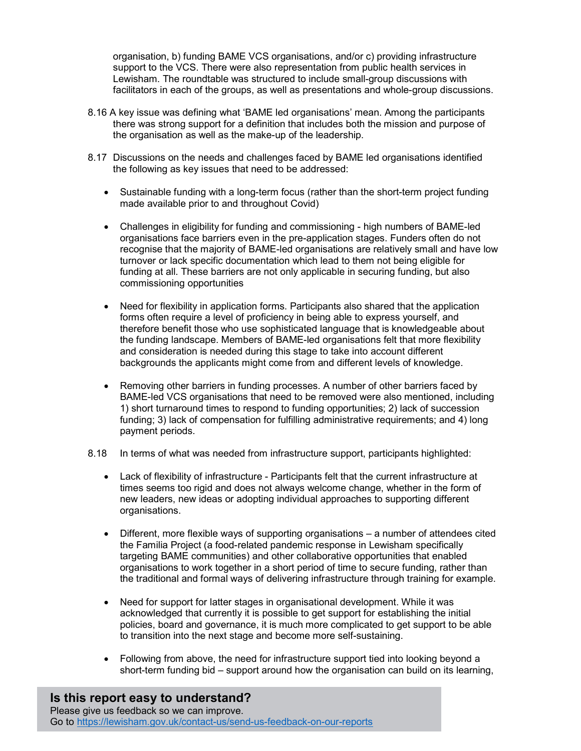organisation, b) funding BAME VCS organisations, and/or c) providing infrastructure support to the VCS. There were also representation from public health services in Lewisham. The roundtable was structured to include small-group discussions with facilitators in each of the groups, as well as presentations and whole-group discussions.

8.16 A key issue was defining what 'BAME led organisations' mean. Among the participants there was strong support for a definition that includes both the mission and purpose of the organisation as well as the make-up of the leadership.

8.17 Discussions on the needs and challenges faced by BAME led organisations identified the following as key issues that need to be addressed:

- Sustainable funding with a long-term focus (rather than the short-term project funding made available prior to and throughout Covid)

- Challenges in eligibility for funding and commissioning - high numbers of BAME-led organisations face barriers even in the pre-application stages. Funders often do not recognise that the majority of BAME-led organisations are relatively small and have low turnover or lack specific documentation which lead to them not being eligible for funding at all. These barriers are not only applicable in securing funding, but also commissioning opportunities

- Need for flexibility in application forms. Participants also shared that the application forms often require a level of proficiency in being able to express yourself, and therefore benefit those who use sophisticated language that is knowledgeable about the funding landscape. Members of BAME-led organisations felt that more flexibility and consideration is needed during this stage to take into account different backgrounds the applicants might come from and different levels of knowledge.

- Removing other barriers in funding processes. A number of other barriers faced by BAME-led VCS organisations that need to be removed were also mentioned, including 1) short turnaround times to respond to funding opportunities; 2) lack of succession funding; 3) lack of compensation for fulfilling administrative requirements; and 4) long payment periods.

8.18 In terms of what was needed from infrastructure support, participants highlighted:

- Lack of flexibility of infrastructure - Participants felt that the current infrastructure at times seems too rigid and does not always welcome change, whether in the form of new leaders, new ideas or adopting individual approaches to supporting different organisations.

- Different, more flexible ways of supporting organisations – a number of attendees cited the Familia Project (a food-related pandemic response in Lewisham specifically targeting BAME communities) and other collaborative opportunities that enabled organisations to work together in a short period of time to secure funding, rather than the traditional and formal ways of delivering infrastructure through training for example.

- Need for support for latter stages in organisational development. While it was acknowledged that currently it is possible to get support for establishing the initial policies, board and governance, it is much more complicated to get support to be able to transition into the next stage and become more self-sustaining.

- Following from above, the need for infrastructure support tied into looking beyond a short-term funding bid – support around how the organisation can build on its learning,

**Is this report easy to understand?**
Please give us feedback so we can improve.
Go to https://lewisham.gov.uk/contact-us/send-us-feedback-on-our-reports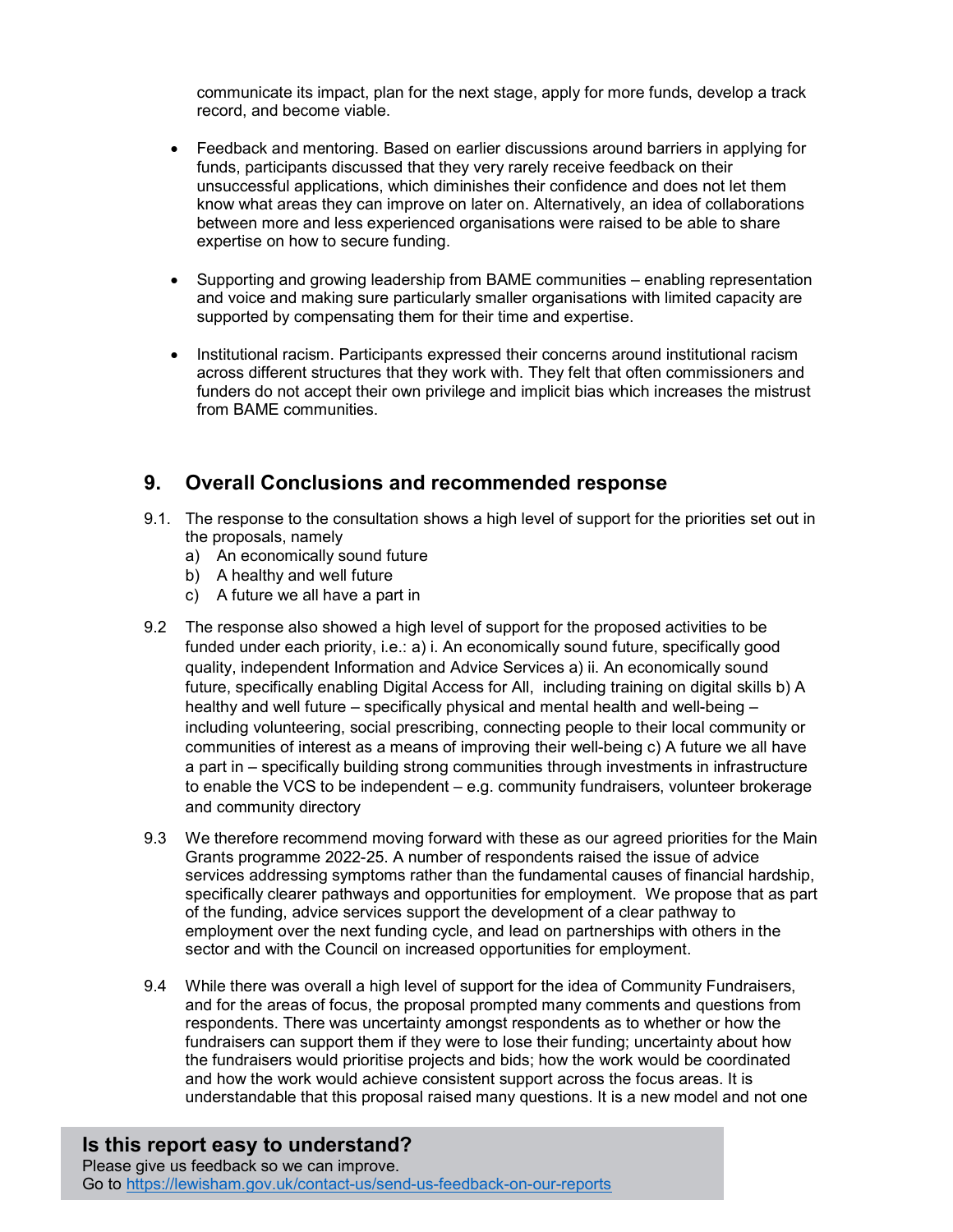communicate its impact, plan for the next stage, apply for more funds, develop a track record, and become viable.

- Feedback and mentoring. Based on earlier discussions around barriers in applying for funds, participants discussed that they very rarely receive feedback on their unsuccessful applications, which diminishes their confidence and does not let them know what areas they can improve on later on. Alternatively, an idea of collaborations between more and less experienced organisations were raised to be able to share expertise on how to secure funding.

- Supporting and growing leadership from BAME communities – enabling representation and voice and making sure particularly smaller organisations with limited capacity are supported by compensating them for their time and expertise.

- Institutional racism. Participants expressed their concerns around institutional racism across different structures that they work with. They felt that often commissioners and funders do not accept their own privilege and implicit bias which increases the mistrust from BAME communities.

## 9. Overall Conclusions and recommended response

9.1. The response to the consultation shows a high level of support for the priorities set out in the proposals, namely

a) An economically sound future
b) A healthy and well future
c) A future we all have a part in

9.2 The response also showed a high level of support for the proposed activities to be funded under each priority, i.e.: a) i. An economically sound future, specifically good quality, independent Information and Advice Services a) ii. An economically sound future, specifically enabling Digital Access for All, including training on digital skills b) A healthy and well future – specifically physical and mental health and well-being – including volunteering, social prescribing, connecting people to their local community or communities of interest as a means of improving their well-being c) A future we all have a part in – specifically building strong communities through investments in infrastructure to enable the VCS to be independent – e.g. community fundraisers, volunteer brokerage and community directory

9.3 We therefore recommend moving forward with these as our agreed priorities for the Main Grants programme 2022-25. A number of respondents raised the issue of advice services addressing symptoms rather than the fundamental causes of financial hardship, specifically clearer pathways and opportunities for employment. We propose that as part of the funding, advice services support the development of a clear pathway to employment over the next funding cycle, and lead on partnerships with others in the sector and with the Council on increased opportunities for employment.

9.4 While there was overall a high level of support for the idea of Community Fundraisers, and for the areas of focus, the proposal prompted many comments and questions from respondents. There was uncertainty amongst respondents as to whether or how the fundraisers can support them if they were to lose their funding; uncertainty about how the fundraisers would prioritise projects and bids; how the work would be coordinated and how the work would achieve consistent support across the focus areas. It is understandable that this proposal raised many questions. It is a new model and not one

**Is this report easy to understand?**
Please give us feedback so we can improve.
Go to https://lewisham.gov.uk/contact-us/send-us-feedback-on-our-reports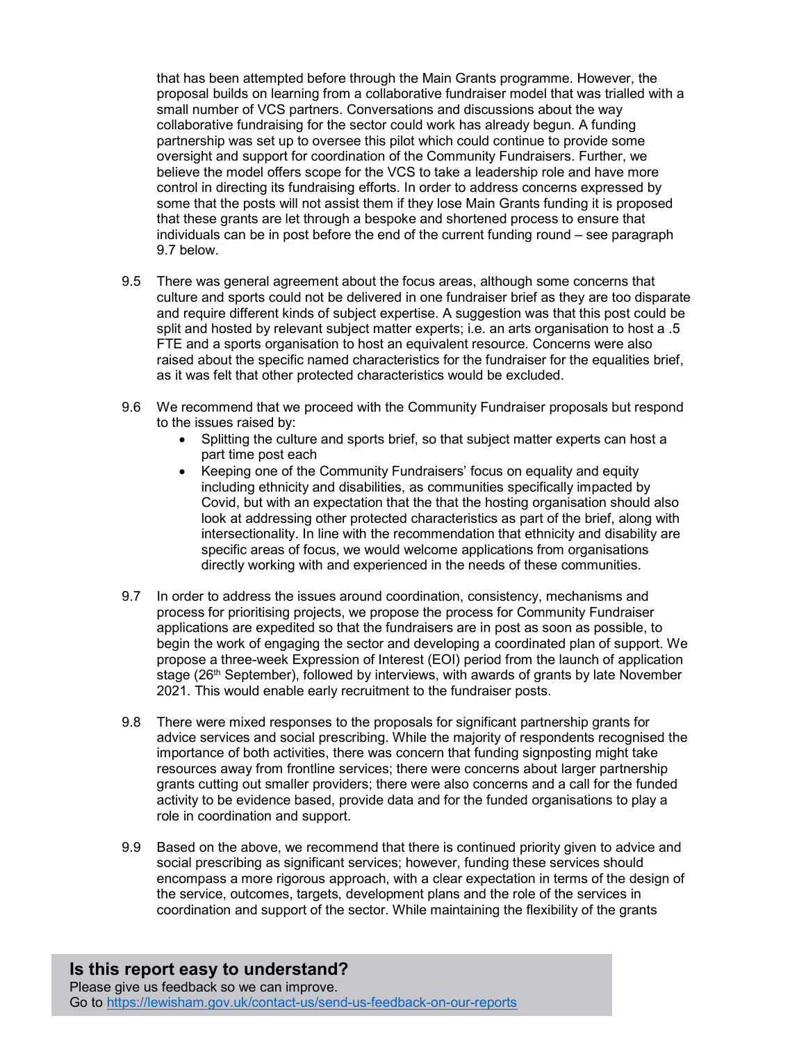that has been attempted before through the Main Grants programme. However, the proposal builds on learning from a collaborative fundraiser model that was trialled with a small number of VCS partners. Conversations and discussions about the way collaborative fundraising for the sector could work has already begun. A funding partnership was set up to oversee this pilot which could continue to provide some oversight and support for coordination of the Community Fundraisers. Further, we believe the model offers scope for the VCS to take a leadership role and have more control in directing its fundraising efforts. In order to address concerns expressed by some that the posts will not assist them if they lose Main Grants funding it is proposed that these grants are let through a bespoke and shortened process to ensure that individuals can be in post before the end of the current funding round – see paragraph 9.7 below.

9.5 There was general agreement about the focus areas, although some concerns that culture and sports could not be delivered in one fundraiser brief as they are too disparate and require different kinds of subject expertise. A suggestion was that this post could be split and hosted by relevant subject matter experts; i.e. an arts organisation to host a .5 FTE and a sports organisation to host an equivalent resource. Concerns were also raised about the specific named characteristics for the fundraiser for the equalities brief, as it was felt that other protected characteristics would be excluded.

9.6 We recommend that we proceed with the Community Fundraiser proposals but respond to the issues raised by:

- Splitting the culture and sports brief, so that subject matter experts can host a part time post each
- Keeping one of the Community Fundraisers' focus on equality and equity including ethnicity and disabilities, as communities specifically impacted by Covid, but with an expectation that the that the hosting organisation should also look at addressing other protected characteristics as part of the brief, along with intersectionality. In line with the recommendation that ethnicity and disability are specific areas of focus, we would welcome applications from organisations directly working with and experienced in the needs of these communities.

9.7 In order to address the issues around coordination, consistency, mechanisms and process for prioritising projects, we propose the process for Community Fundraiser applications are expedited so that the fundraisers are in post as soon as possible, to begin the work of engaging the sector and developing a coordinated plan of support. We propose a three-week Expression of Interest (EOI) period from the launch of application stage (26th September), followed by interviews, with awards of grants by late November 2021. This would enable early recruitment to the fundraiser posts.

9.8 There were mixed responses to the proposals for significant partnership grants for advice services and social prescribing. While the majority of respondents recognised the importance of both activities, there was concern that funding signposting might take resources away from frontline services; there were concerns about larger partnership grants cutting out smaller providers; there were also concerns and a call for the funded activity to be evidence based, provide data and for the funded organisations to play a role in coordination and support.

9.9 Based on the above, we recommend that there is continued priority given to advice and social prescribing as significant services; however, funding these services should encompass a more rigorous approach, with a clear expectation in terms of the design of the service, outcomes, targets, development plans and the role of the services in coordination and support of the sector. While maintaining the flexibility of the grants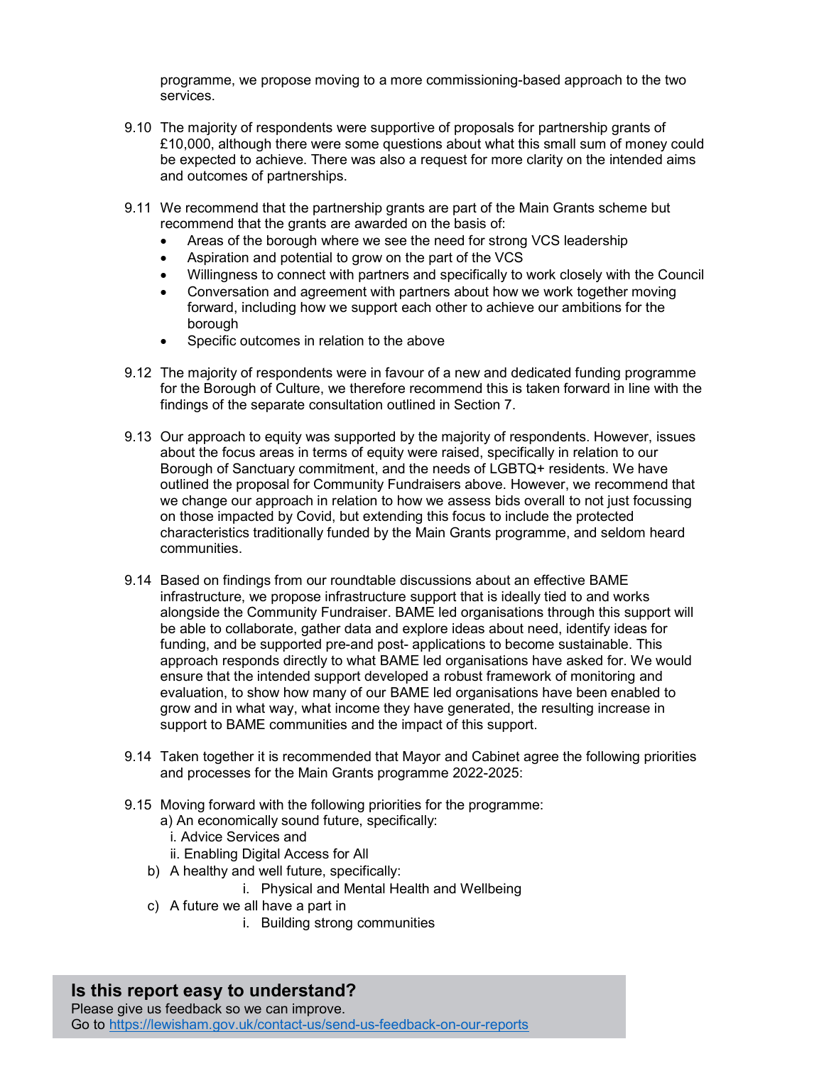programme, we propose moving to a more commissioning-based approach to the two services.

9.10 The majority of respondents were supportive of proposals for partnership grants of £10,000, although there were some questions about what this small sum of money could be expected to achieve. There was also a request for more clarity on the intended aims and outcomes of partnerships.

9.11 We recommend that the partnership grants are part of the Main Grants scheme but recommend that the grants are awarded on the basis of:

- Areas of the borough where we see the need for strong VCS leadership
- Aspiration and potential to grow on the part of the VCS
- Willingness to connect with partners and specifically to work closely with the Council
- Conversation and agreement with partners about how we work together moving forward, including how we support each other to achieve our ambitions for the borough
- Specific outcomes in relation to the above

9.12 The majority of respondents were in favour of a new and dedicated funding programme for the Borough of Culture, we therefore recommend this is taken forward in line with the findings of the separate consultation outlined in Section 7.

9.13 Our approach to equity was supported by the majority of respondents. However, issues about the focus areas in terms of equity were raised, specifically in relation to our Borough of Sanctuary commitment, and the needs of LGBTQ+ residents. We have outlined the proposal for Community Fundraisers above. However, we recommend that we change our approach in relation to how we assess bids overall to not just focussing on those impacted by Covid, but extending this focus to include the protected characteristics traditionally funded by the Main Grants programme, and seldom heard communities.

9.14 Based on findings from our roundtable discussions about an effective BAME infrastructure, we propose infrastructure support that is ideally tied to and works alongside the Community Fundraiser. BAME led organisations through this support will be able to collaborate, gather data and explore ideas about need, identify ideas for funding, and be supported pre-and post- applications to become sustainable. This approach responds directly to what BAME led organisations have asked for. We would ensure that the intended support developed a robust framework of monitoring and evaluation, to show how many of our BAME led organisations have been enabled to grow and in what way, what income they have generated, the resulting increase in support to BAME communities and the impact of this support.

9.14 Taken together it is recommended that Mayor and Cabinet agree the following priorities and processes for the Main Grants programme 2022-2025:

9.15 Moving forward with the following priorities for the programme:

a) An economically sound future, specifically:
   i. Advice Services and
   ii. Enabling Digital Access for All

b) A healthy and well future, specifically:
   i. Physical and Mental Health and Wellbeing

c) A future we all have a part in
   i. Building strong communities

**Is this report easy to understand?**
Please give us feedback so we can improve.
Go to https://lewisham.gov.uk/contact-us/send-us-feedback-on-our-reports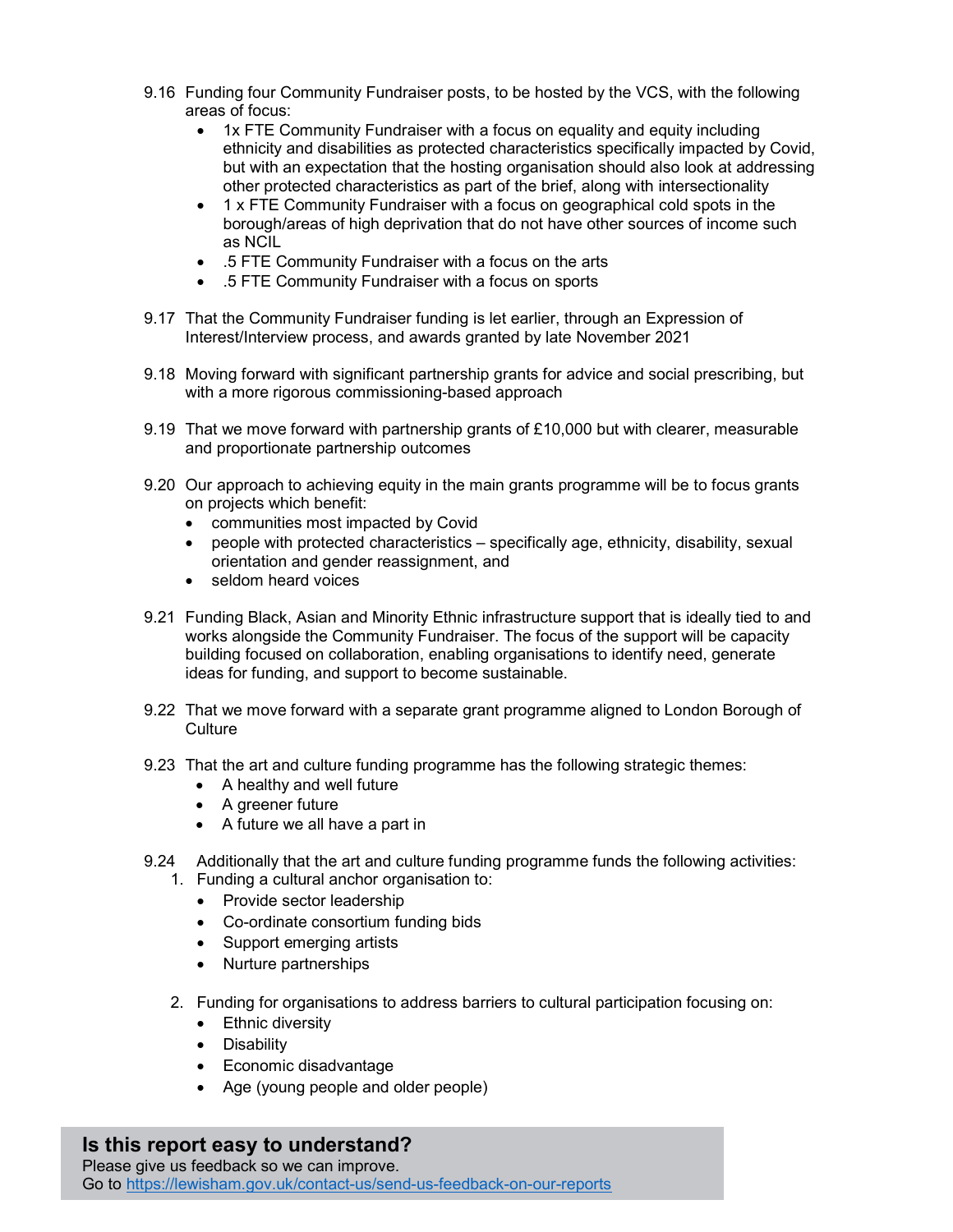9.16 Funding four Community Fundraiser posts, to be hosted by the VCS, with the following areas of focus:

- 1x FTE Community Fundraiser with a focus on equality and equity including ethnicity and disabilities as protected characteristics specifically impacted by Covid, but with an expectation that the hosting organisation should also look at addressing other protected characteristics as part of the brief, along with intersectionality
- 1 x FTE Community Fundraiser with a focus on geographical cold spots in the borough/areas of high deprivation that do not have other sources of income such as NCIL
- .5 FTE Community Fundraiser with a focus on the arts
- .5 FTE Community Fundraiser with a focus on sports

9.17 That the Community Fundraiser funding is let earlier, through an Expression of Interest/Interview process, and awards granted by late November 2021

9.18 Moving forward with significant partnership grants for advice and social prescribing, but with a more rigorous commissioning-based approach

9.19 That we move forward with partnership grants of £10,000 but with clearer, measurable and proportionate partnership outcomes

9.20 Our approach to achieving equity in the main grants programme will be to focus grants on projects which benefit:

- communities most impacted by Covid
- people with protected characteristics – specifically age, ethnicity, disability, sexual orientation and gender reassignment, and
- seldom heard voices

9.21 Funding Black, Asian and Minority Ethnic infrastructure support that is ideally tied to and works alongside the Community Fundraiser. The focus of the support will be capacity building focused on collaboration, enabling organisations to identify need, generate ideas for funding, and support to become sustainable.

9.22 That we move forward with a separate grant programme aligned to London Borough of Culture

9.23 That the art and culture funding programme has the following strategic themes:

- A healthy and well future
- A greener future
- A future we all have a part in

9.24 Additionally that the art and culture funding programme funds the following activities:

1. Funding a cultural anchor organisation to:
   - Provide sector leadership
   - Co-ordinate consortium funding bids
   - Support emerging artists
   - Nurture partnerships

2. Funding for organisations to address barriers to cultural participation focusing on:
   - Ethnic diversity
   - Disability
   - Economic disadvantage
   - Age (young people and older people)

**Is this report easy to understand?**
Please give us feedback so we can improve.
Go to https://lewisham.gov.uk/contact-us/send-us-feedback-on-our-reports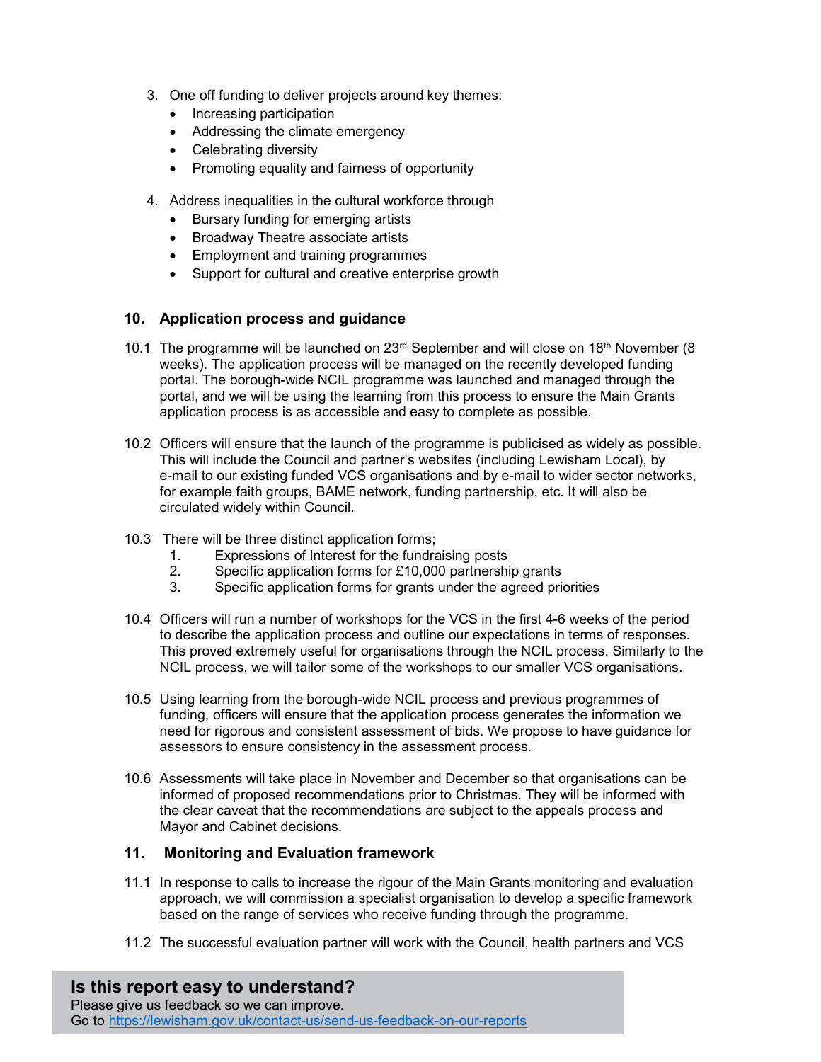3. One off funding to deliver projects around key themes:
    - Increasing participation
    - Addressing the climate emergency
    - Celebrating diversity
    - Promoting equality and fairness of opportunity

4. Address inequalities in the cultural workforce through
    - Bursary funding for emerging artists
    - Broadway Theatre associate artists
    - Employment and training programmes
    - Support for cultural and creative enterprise growth

## 10. Application process and guidance

10.1 The programme will be launched on 23rd September and will close on 18th November (8 weeks). The application process will be managed on the recently developed funding portal. The borough-wide NCIL programme was launched and managed through the portal, and we will be using the learning from this process to ensure the Main Grants application process is as accessible and easy to complete as possible.

10.2 Officers will ensure that the launch of the programme is publicised as widely as possible. This will include the Council and partner's websites (including Lewisham Local), by e-mail to our existing funded VCS organisations and by e-mail to wider sector networks, for example faith groups, BAME network, funding partnership, etc. It will also be circulated widely within Council.

10.3 There will be three distinct application forms;
1. Expressions of Interest for the fundraising posts
2. Specific application forms for £10,000 partnership grants
3. Specific application forms for grants under the agreed priorities

10.4 Officers will run a number of workshops for the VCS in the first 4-6 weeks of the period to describe the application process and outline our expectations in terms of responses. This proved extremely useful for organisations through the NCIL process. Similarly to the NCIL process, we will tailor some of the workshops to our smaller VCS organisations.

10.5 Using learning from the borough-wide NCIL process and previous programmes of funding, officers will ensure that the application process generates the information we need for rigorous and consistent assessment of bids. We propose to have guidance for assessors to ensure consistency in the assessment process.

10.6 Assessments will take place in November and December so that organisations can be informed of proposed recommendations prior to Christmas. They will be informed with the clear caveat that the recommendations are subject to the appeals process and Mayor and Cabinet decisions.

## 11. Monitoring and Evaluation framework

11.1 In response to calls to increase the rigour of the Main Grants monitoring and evaluation approach, we will commission a specialist organisation to develop a specific framework based on the range of services who receive funding through the programme.

11.2 The successful evaluation partner will work with the Council, health partners and VCS

**Is this report easy to understand?**
Please give us feedback so we can improve.
Go to https://lewisham.gov.uk/contact-us/send-us-feedback-on-our-reports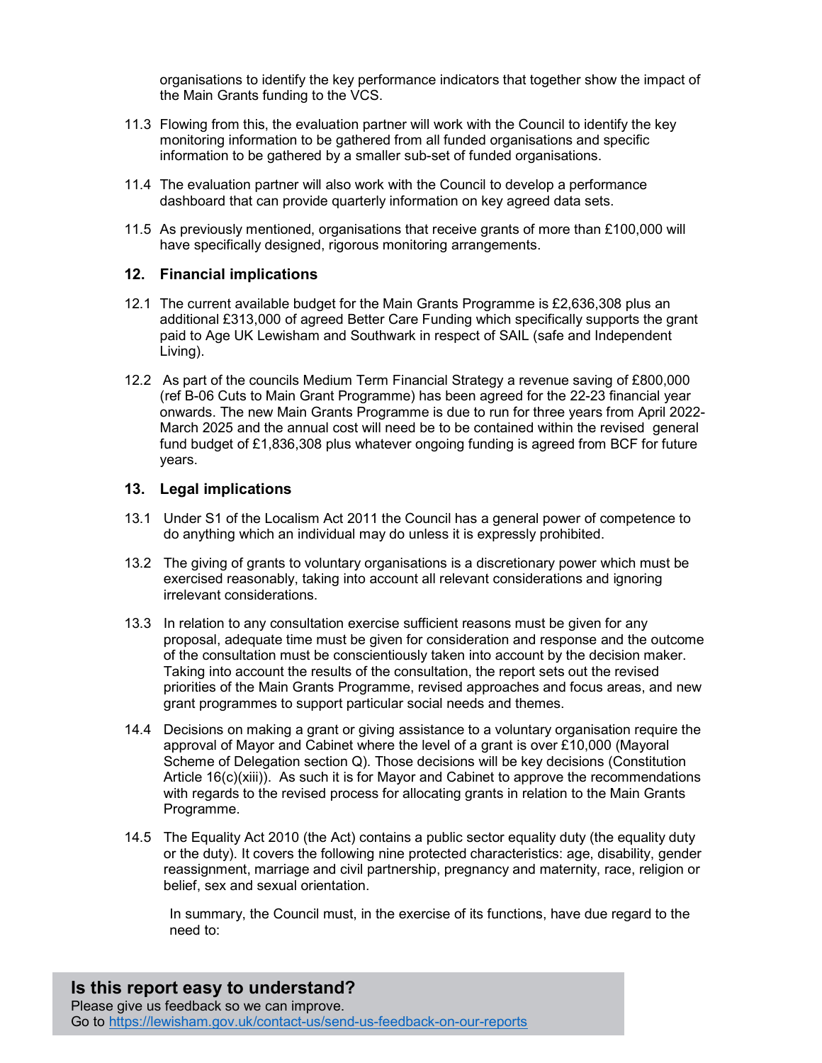organisations to identify the key performance indicators that together show the impact of the Main Grants funding to the VCS.

11.3 Flowing from this, the evaluation partner will work with the Council to identify the key monitoring information to be gathered from all funded organisations and specific information to be gathered by a smaller sub-set of funded organisations.

11.4 The evaluation partner will also work with the Council to develop a performance dashboard that can provide quarterly information on key agreed data sets.

11.5 As previously mentioned, organisations that receive grants of more than £100,000 will have specifically designed, rigorous monitoring arrangements.

## 12. Financial implications

12.1 The current available budget for the Main Grants Programme is £2,636,308 plus an additional £313,000 of agreed Better Care Funding which specifically supports the grant paid to Age UK Lewisham and Southwark in respect of SAIL (safe and Independent Living).

12.2 As part of the councils Medium Term Financial Strategy a revenue saving of £800,000 (ref B-06 Cuts to Main Grant Programme) has been agreed for the 22-23 financial year onwards. The new Main Grants Programme is due to run for three years from April 2022-March 2025 and the annual cost will need be to be contained within the revised general fund budget of £1,836,308 plus whatever ongoing funding is agreed from BCF for future years.

## 13. Legal implications

13.1 Under S1 of the Localism Act 2011 the Council has a general power of competence to do anything which an individual may do unless it is expressly prohibited.

13.2 The giving of grants to voluntary organisations is a discretionary power which must be exercised reasonably, taking into account all relevant considerations and ignoring irrelevant considerations.

13.3 In relation to any consultation exercise sufficient reasons must be given for any proposal, adequate time must be given for consideration and response and the outcome of the consultation must be conscientiously taken into account by the decision maker. Taking into account the results of the consultation, the report sets out the revised priorities of the Main Grants Programme, revised approaches and focus areas, and new grant programmes to support particular social needs and themes.

14.4 Decisions on making a grant or giving assistance to a voluntary organisation require the approval of Mayor and Cabinet where the level of a grant is over £10,000 (Mayoral Scheme of Delegation section Q). Those decisions will be key decisions (Constitution Article 16(c)(xiii)). As such it is for Mayor and Cabinet to approve the recommendations with regards to the revised process for allocating grants in relation to the Main Grants Programme.

14.5 The Equality Act 2010 (the Act) contains a public sector equality duty (the equality duty or the duty). It covers the following nine protected characteristics: age, disability, gender reassignment, marriage and civil partnership, pregnancy and maternity, race, religion or belief, sex and sexual orientation.

In summary, the Council must, in the exercise of its functions, have due regard to the need to:

**Is this report easy to understand?**
Please give us feedback so we can improve.
Go to https://lewisham.gov.uk/contact-us/send-us-feedback-on-our-reports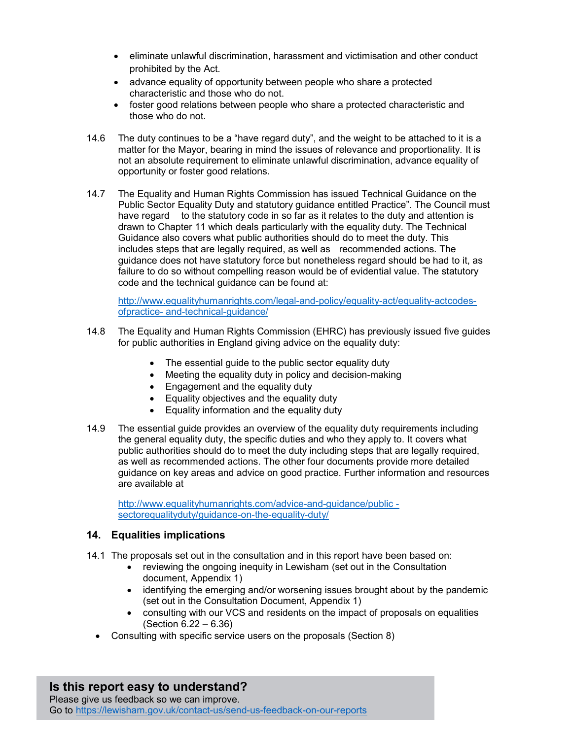- eliminate unlawful discrimination, harassment and victimisation and other conduct prohibited by the Act.
- advance equality of opportunity between people who share a protected characteristic and those who do not.
- foster good relations between people who share a protected characteristic and those who do not.

14.6 The duty continues to be a "have regard duty", and the weight to be attached to it is a matter for the Mayor, bearing in mind the issues of relevance and proportionality. It is not an absolute requirement to eliminate unlawful discrimination, advance equality of opportunity or foster good relations.

14.7 The Equality and Human Rights Commission has issued Technical Guidance on the Public Sector Equality Duty and statutory guidance entitled Practice". The Council must have regard to the statutory code in so far as it relates to the duty and attention is drawn to Chapter 11 which deals particularly with the equality duty. The Technical Guidance also covers what public authorities should do to meet the duty. This includes steps that are legally required, as well as recommended actions. The guidance does not have statutory force but nonetheless regard should be had to it, as failure to do so without compelling reason would be of evidential value. The statutory code and the technical guidance can be found at:

http://www.equalityhumanrights.com/legal-and-policy/equality-act/equality-actcodes-ofpractice- and-technical-guidance/

14.8 The Equality and Human Rights Commission (EHRC) has previously issued five guides for public authorities in England giving advice on the equality duty:

- The essential guide to the public sector equality duty
- Meeting the equality duty in policy and decision-making
- Engagement and the equality duty
- Equality objectives and the equality duty
- Equality information and the equality duty

14.9 The essential guide provides an overview of the equality duty requirements including the general equality duty, the specific duties and who they apply to. It covers what public authorities should do to meet the duty including steps that are legally required, as well as recommended actions. The other four documents provide more detailed guidance on key areas and advice on good practice. Further information and resources are available at

http://www.equalityhumanrights.com/advice-and-guidance/public - sectorequalityduty/guidance-on-the-equality-duty/

## 14. Equalities implications

14.1 The proposals set out in the consultation and in this report have been based on:

- reviewing the ongoing inequity in Lewisham (set out in the Consultation document, Appendix 1)
- identifying the emerging and/or worsening issues brought about by the pandemic (set out in the Consultation Document, Appendix 1)
- consulting with our VCS and residents on the impact of proposals on equalities (Section 6.22 – 6.36)
- Consulting with specific service users on the proposals (Section 8)

**Is this report easy to understand?**
Please give us feedback so we can improve.
Go to https://lewisham.gov.uk/contact-us/send-us-feedback-on-our-reports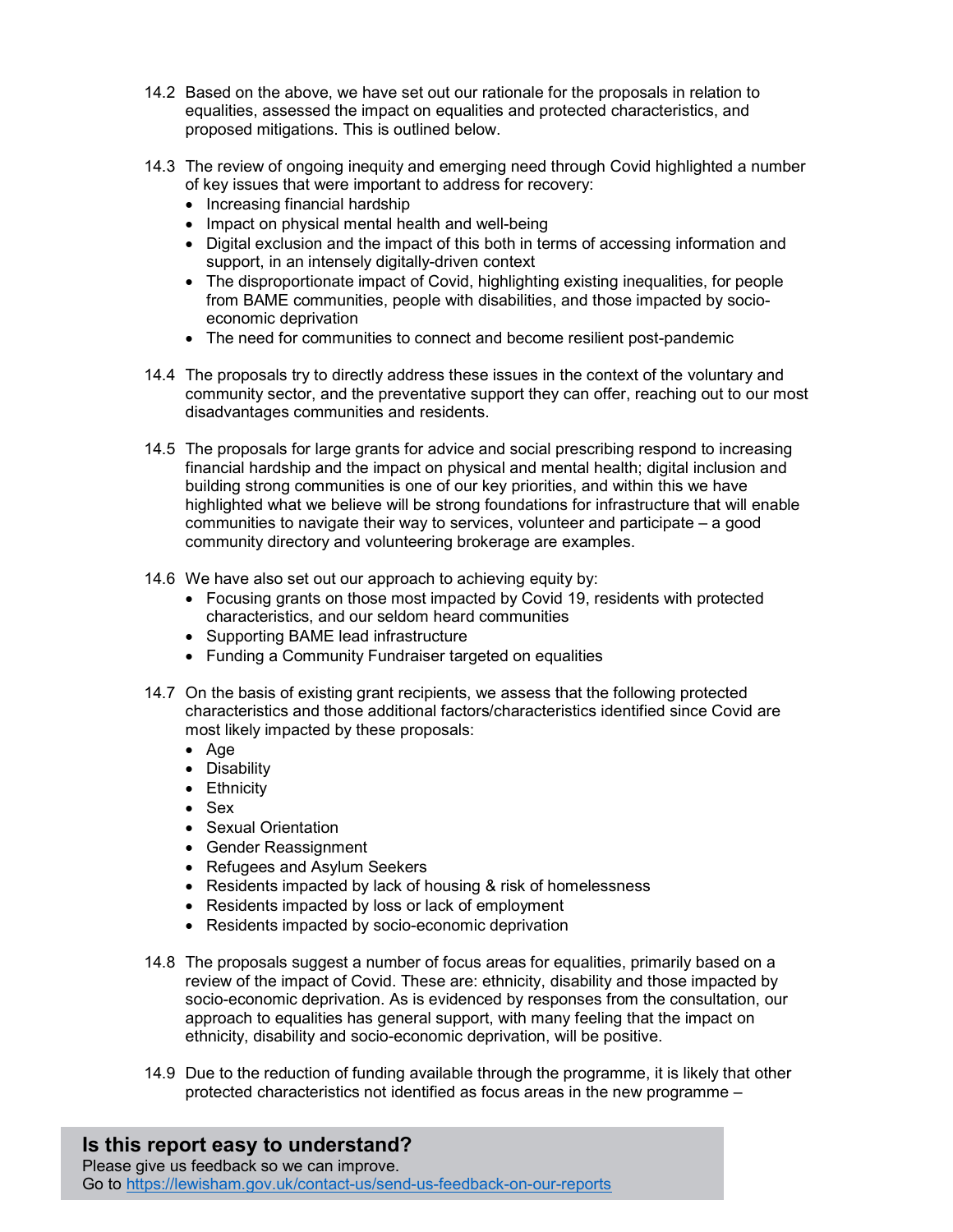14.2 Based on the above, we have set out our rationale for the proposals in relation to equalities, assessed the impact on equalities and protected characteristics, and proposed mitigations. This is outlined below.

14.3 The review of ongoing inequity and emerging need through Covid highlighted a number of key issues that were important to address for recovery:

- Increasing financial hardship
- Impact on physical mental health and well-being
- Digital exclusion and the impact of this both in terms of accessing information and support, in an intensely digitally-driven context
- The disproportionate impact of Covid, highlighting existing inequalities, for people from BAME communities, people with disabilities, and those impacted by socio-economic deprivation
- The need for communities to connect and become resilient post-pandemic

14.4 The proposals try to directly address these issues in the context of the voluntary and community sector, and the preventative support they can offer, reaching out to our most disadvantages communities and residents.

14.5 The proposals for large grants for advice and social prescribing respond to increasing financial hardship and the impact on physical and mental health; digital inclusion and building strong communities is one of our key priorities, and within this we have highlighted what we believe will be strong foundations for infrastructure that will enable communities to navigate their way to services, volunteer and participate – a good community directory and volunteering brokerage are examples.

14.6 We have also set out our approach to achieving equity by:

- Focusing grants on those most impacted by Covid 19, residents with protected characteristics, and our seldom heard communities
- Supporting BAME lead infrastructure
- Funding a Community Fundraiser targeted on equalities

14.7 On the basis of existing grant recipients, we assess that the following protected characteristics and those additional factors/characteristics identified since Covid are most likely impacted by these proposals:

- Age
- Disability
- Ethnicity
- Sex
- Sexual Orientation
- Gender Reassignment
- Refugees and Asylum Seekers
- Residents impacted by lack of housing & risk of homelessness
- Residents impacted by loss or lack of employment
- Residents impacted by socio-economic deprivation

14.8 The proposals suggest a number of focus areas for equalities, primarily based on a review of the impact of Covid. These are: ethnicity, disability and those impacted by socio-economic deprivation. As is evidenced by responses from the consultation, our approach to equalities has general support, with many feeling that the impact on ethnicity, disability and socio-economic deprivation, will be positive.

14.9 Due to the reduction of funding available through the programme, it is likely that other protected characteristics not identified as focus areas in the new programme –

**Is this report easy to understand?**
Please give us feedback so we can improve.
Go to https://lewisham.gov.uk/contact-us/send-us-feedback-on-our-reports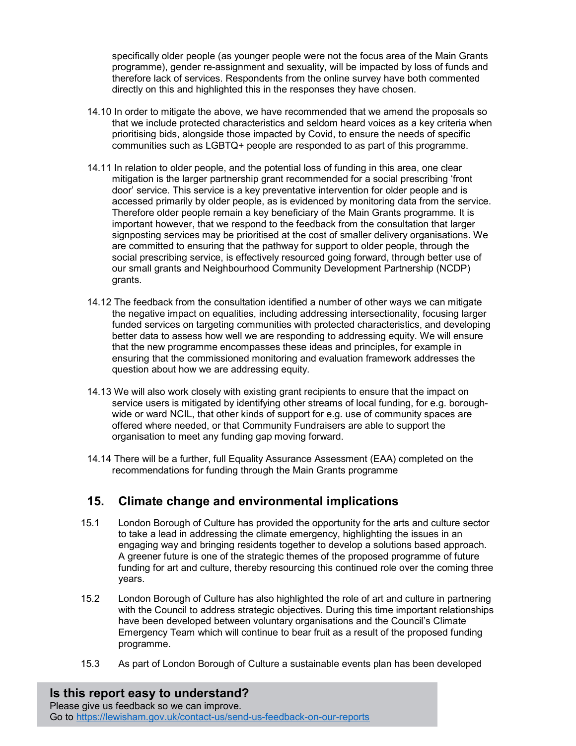specifically older people (as younger people were not the focus area of the Main Grants programme), gender re-assignment and sexuality, will be impacted by loss of funds and therefore lack of services. Respondents from the online survey have both commented directly on this and highlighted this in the responses they have chosen.

14.10 In order to mitigate the above, we have recommended that we amend the proposals so that we include protected characteristics and seldom heard voices as a key criteria when prioritising bids, alongside those impacted by Covid, to ensure the needs of specific communities such as LGBTQ+ people are responded to as part of this programme.

14.11 In relation to older people, and the potential loss of funding in this area, one clear mitigation is the larger partnership grant recommended for a social prescribing 'front door' service. This service is a key preventative intervention for older people and is accessed primarily by older people, as is evidenced by monitoring data from the service. Therefore older people remain a key beneficiary of the Main Grants programme. It is important however, that we respond to the feedback from the consultation that larger signposting services may be prioritised at the cost of smaller delivery organisations. We are committed to ensuring that the pathway for support to older people, through the social prescribing service, is effectively resourced going forward, through better use of our small grants and Neighbourhood Community Development Partnership (NCDP) grants.

14.12 The feedback from the consultation identified a number of other ways we can mitigate the negative impact on equalities, including addressing intersectionality, focusing larger funded services on targeting communities with protected characteristics, and developing better data to assess how well we are responding to addressing equity. We will ensure that the new programme encompasses these ideas and principles, for example in ensuring that the commissioned monitoring and evaluation framework addresses the question about how we are addressing equity.

14.13 We will also work closely with existing grant recipients to ensure that the impact on service users is mitigated by identifying other streams of local funding, for e.g. borough-wide or ward NCIL, that other kinds of support for e.g. use of community spaces are offered where needed, or that Community Fundraisers are able to support the organisation to meet any funding gap moving forward.

14.14 There will be a further, full Equality Assurance Assessment (EAA) completed on the recommendations for funding through the Main Grants programme

## 15. Climate change and environmental implications

15.1 London Borough of Culture has provided the opportunity for the arts and culture sector to take a lead in addressing the climate emergency, highlighting the issues in an engaging way and bringing residents together to develop a solutions based approach. A greener future is one of the strategic themes of the proposed programme of future funding for art and culture, thereby resourcing this continued role over the coming three years.

15.2 London Borough of Culture has also highlighted the role of art and culture in partnering with the Council to address strategic objectives. During this time important relationships have been developed between voluntary organisations and the Council's Climate Emergency Team which will continue to bear fruit as a result of the proposed funding programme.

15.3 As part of London Borough of Culture a sustainable events plan has been developed

**Is this report easy to understand?**
Please give us feedback so we can improve.
Go to https://lewisham.gov.uk/contact-us/send-us-feedback-on-our-reports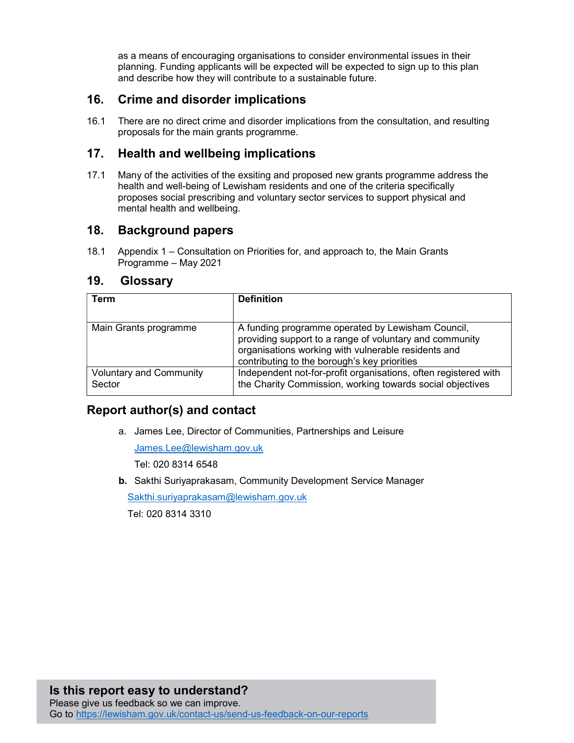as a means of encouraging organisations to consider environmental issues in their planning. Funding applicants will be expected will be expected to sign up to this plan and describe how they will contribute to a sustainable future.

## 16. Crime and disorder implications

16.1 There are no direct crime and disorder implications from the consultation, and resulting proposals for the main grants programme.

## 17. Health and wellbeing implications

17.1 Many of the activities of the exsiting and proposed new grants programme address the health and well-being of Lewisham residents and one of the criteria specifically proposes social prescribing and voluntary sector services to support physical and mental health and wellbeing.

## 18. Background papers

18.1 Appendix 1 – Consultation on Priorities for, and approach to, the Main Grants Programme – May 2021

## 19. Glossary

| Term | Definition |
|---|---|
| Main Grants programme | A funding programme operated by Lewisham Council, providing support to a range of voluntary and community organisations working with vulnerable residents and contributing to the borough's key priorities |
| Voluntary and Community Sector | Independent not-for-profit organisations, often registered with the Charity Commission, working towards social objectives |

## Report author(s) and contact

a. James Lee, Director of Communities, Partnerships and Leisure

   James.Lee@lewisham.gov.uk

   Tel: 020 8314 6548

**b.** Sakthi Suriyaprakasam, Community Development Service Manager

   Sakthi.suriyaprakasam@lewisham.gov.uk

   Tel: 020 8314 3310

**Is this report easy to understand?**

Please give us feedback so we can improve.
Go to https://lewisham.gov.uk/contact-us/send-us-feedback-on-our-reports